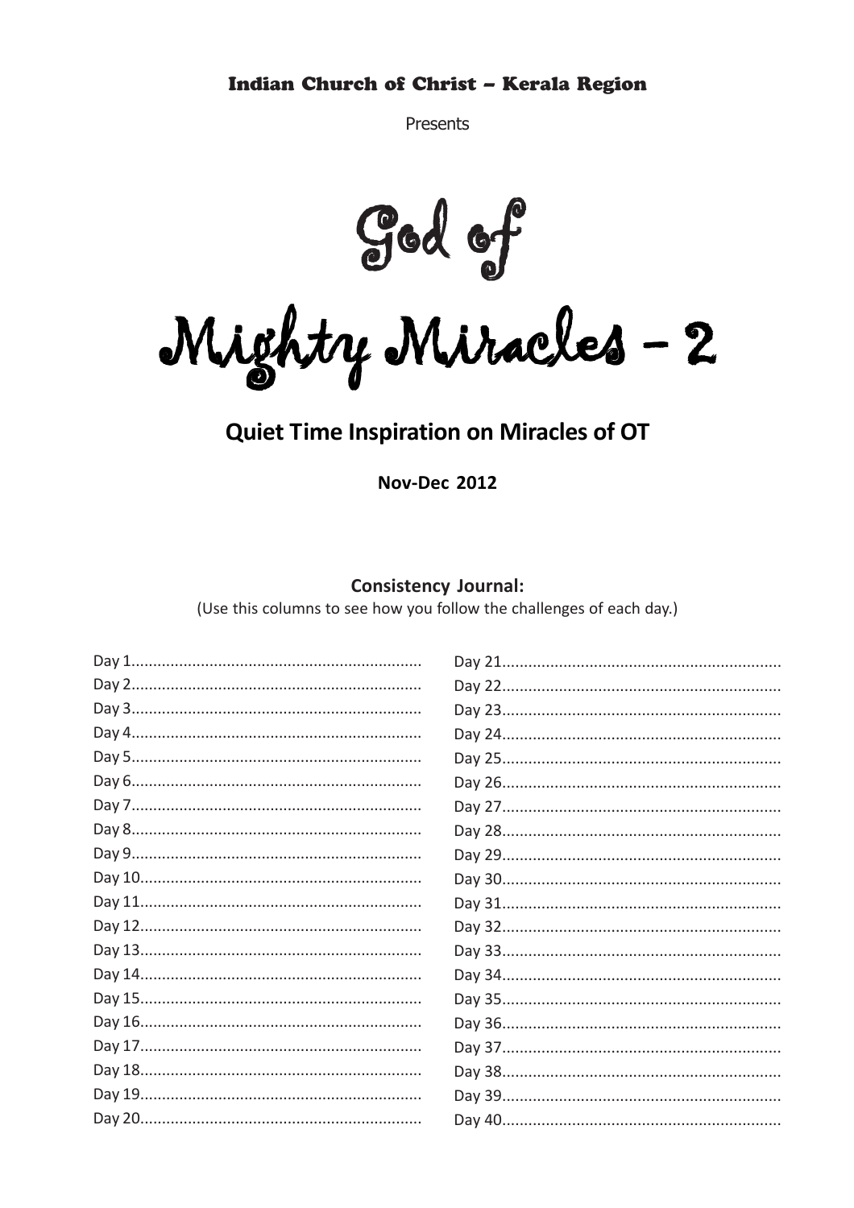**Indian Church of Christ – Kerala Region**

Presents

# God of Mighty Miracles - 2

## Quiet Time Inspiration on Miracles of OT

**Nov-Dec 2012**

**Consistency Journal:**

(Use this columns to see how you follow the challenges of each day.)

Day 1..................................................................
Day 2..................................................................
Day 3..................................................................
Day 4..................................................................
Day 5..................................................................
Day 6..................................................................
Day 7..................................................................
Day 8..................................................................
Day 9..................................................................
Day 10................................................................
Day 11................................................................
Day 12................................................................
Day 13................................................................
Day 14................................................................
Day 15................................................................
Day 16................................................................
Day 17................................................................
Day 18................................................................
Day 19................................................................
Day 20................................................................
Day 21................................................................
Day 22................................................................
Day 23................................................................
Day 24................................................................
Day 25................................................................
Day 26................................................................
Day 27................................................................
Day 28................................................................
Day 29................................................................
Day 30................................................................
Day 31................................................................
Day 32................................................................
Day 33................................................................
Day 34................................................................
Day 35................................................................
Day 36................................................................
Day 37................................................................
Day 38................................................................
Day 39................................................................
Day 40................................................................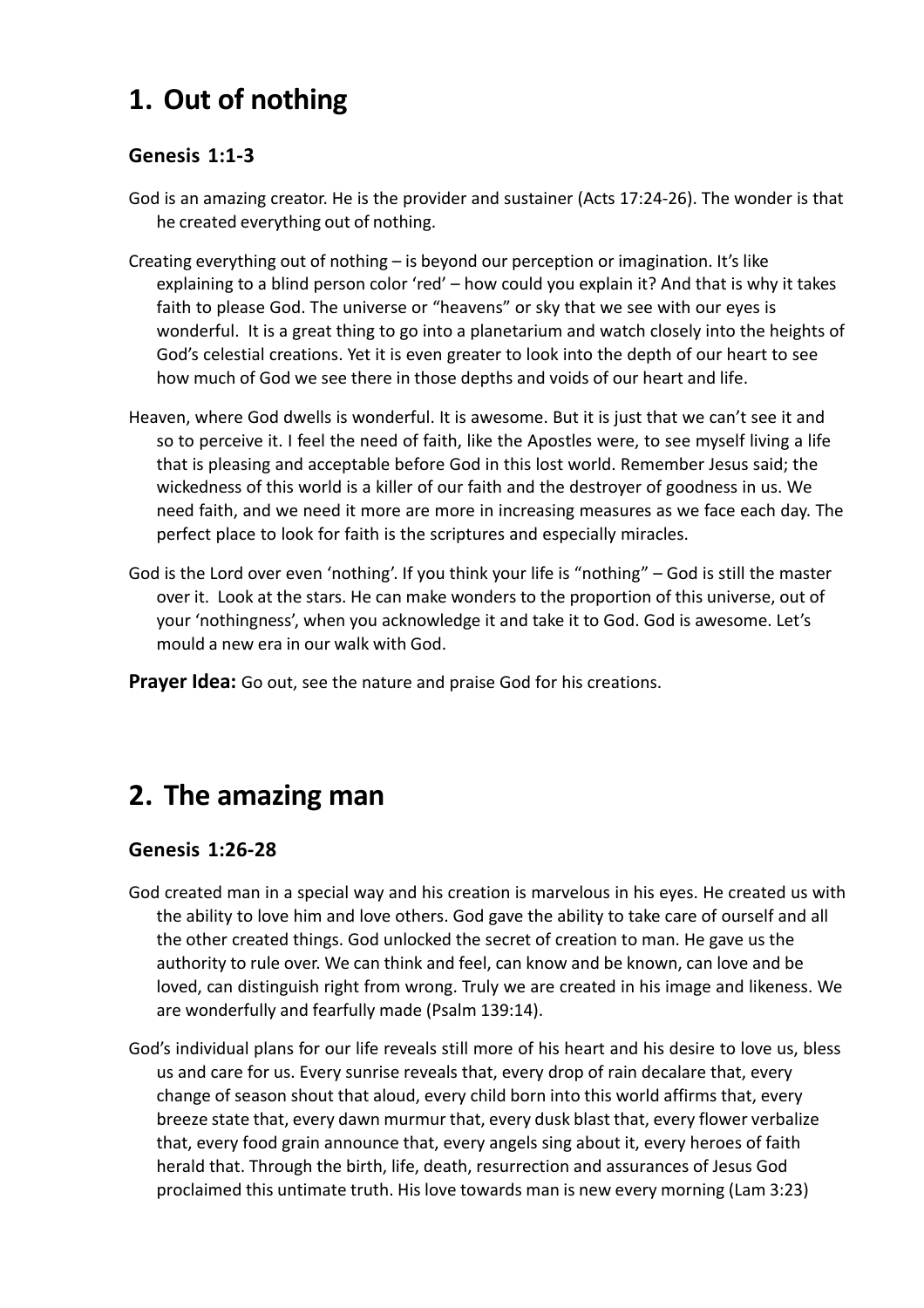# 1. Out of nothing

### Genesis 1:1-3

God is an amazing creator. He is the provider and sustainer (Acts 17:24-26). The wonder is that he created everything out of nothing.

Creating everything out of nothing – is beyond our perception or imagination. It's like explaining to a blind person color 'red' – how could you explain it? And that is why it takes faith to please God. The universe or "heavens" or sky that we see with our eyes is wonderful. It is a great thing to go into a planetarium and watch closely into the heights of God's celestial creations. Yet it is even greater to look into the depth of our heart to see how much of God we see there in those depths and voids of our heart and life.

Heaven, where God dwells is wonderful. It is awesome. But it is just that we can't see it and so to perceive it. I feel the need of faith, like the Apostles were, to see myself living a life that is pleasing and acceptable before God in this lost world. Remember Jesus said; the wickedness of this world is a killer of our faith and the destroyer of goodness in us. We need faith, and we need it more are more in increasing measures as we face each day. The perfect place to look for faith is the scriptures and especially miracles.

God is the Lord over even 'nothing'. If you think your life is "nothing" – God is still the master over it. Look at the stars. He can make wonders to the proportion of this universe, out of your 'nothingness', when you acknowledge it and take it to God. God is awesome. Let's mould a new era in our walk with God.

**Prayer Idea:** Go out, see the nature and praise God for his creations.

# 2. The amazing man

### Genesis 1:26-28

God created man in a special way and his creation is marvelous in his eyes. He created us with the ability to love him and love others. God gave the ability to take care of ourself and all the other created things. God unlocked the secret of creation to man. He gave us the authority to rule over. We can think and feel, can know and be known, can love and be loved, can distinguish right from wrong. Truly we are created in his image and likeness. We are wonderfully and fearfully made (Psalm 139:14).

God's individual plans for our life reveals still more of his heart and his desire to love us, bless us and care for us. Every sunrise reveals that, every drop of rain decalare that, every change of season shout that aloud, every child born into this world affirms that, every breeze state that, every dawn murmur that, every dusk blast that, every flower verbalize that, every food grain announce that, every angels sing about it, every heroes of faith herald that. Through the birth, life, death, resurrection and assurances of Jesus God proclaimed this untimate truth. His love towards man is new every morning (Lam 3:23)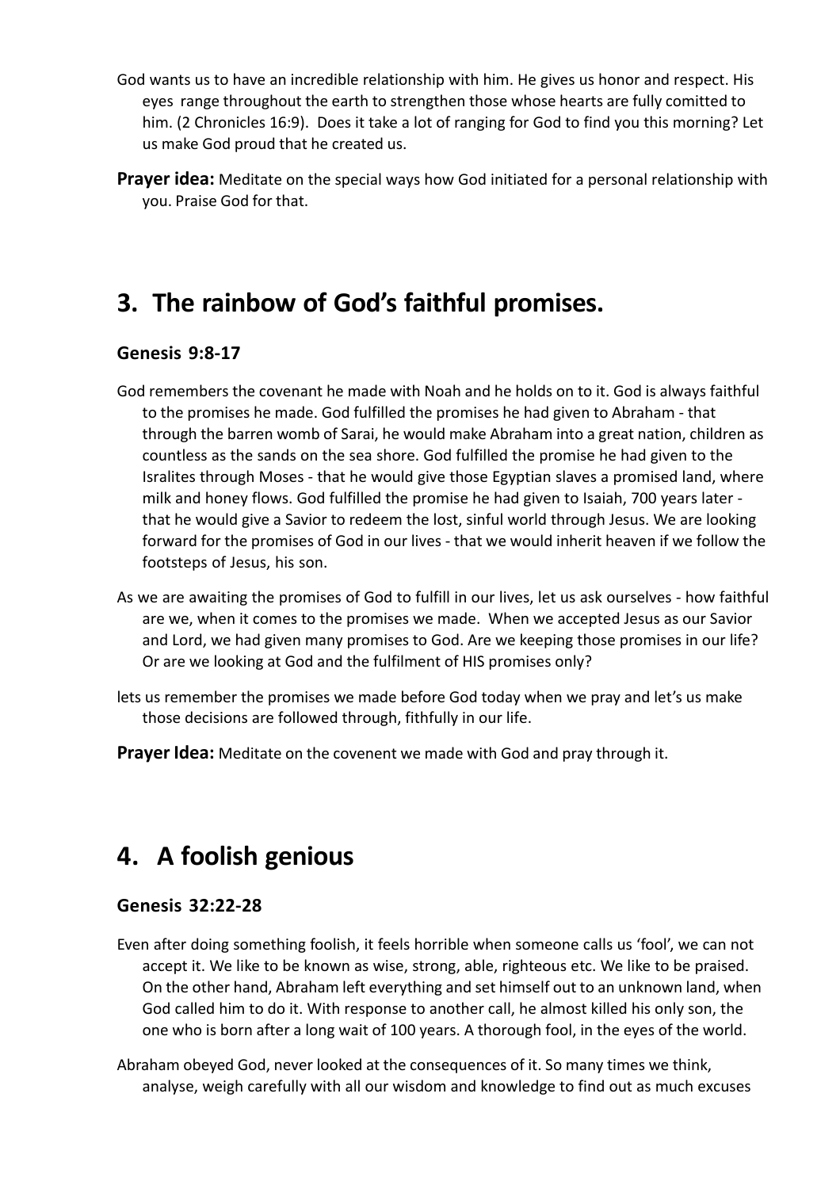God wants us to have an incredible relationship with him. He gives us honor and respect. His eyes range throughout the earth to strengthen those whose hearts are fully comitted to him. (2 Chronicles 16:9). Does it take a lot of ranging for God to find you this morning? Let us make God proud that he created us.

**Prayer idea:** Meditate on the special ways how God initiated for a personal relationship with you. Praise God for that.

## 3. The rainbow of God's faithful promises.

### Genesis 9:8-17

God remembers the covenant he made with Noah and he holds on to it. God is always faithful to the promises he made. God fulfilled the promises he had given to Abraham - that through the barren womb of Sarai, he would make Abraham into a great nation, children as countless as the sands on the sea shore. God fulfilled the promise he had given to the Isralites through Moses - that he would give those Egyptian slaves a promised land, where milk and honey flows. God fulfilled the promise he had given to Isaiah, 700 years later - that he would give a Savior to redeem the lost, sinful world through Jesus. We are looking forward for the promises of God in our lives - that we would inherit heaven if we follow the footsteps of Jesus, his son.

As we are awaiting the promises of God to fulfill in our lives, let us ask ourselves - how faithful are we, when it comes to the promises we made. When we accepted Jesus as our Savior and Lord, we had given many promises to God. Are we keeping those promises in our life? Or are we looking at God and the fulfilment of HIS promises only?

lets us remember the promises we made before God today when we pray and let's us make those decisions are followed through, fithfully in our life.

**Prayer Idea:** Meditate on the covenent we made with God and pray through it.

## 4. A foolish genious

### Genesis 32:22-28

Even after doing something foolish, it feels horrible when someone calls us 'fool', we can not accept it. We like to be known as wise, strong, able, righteous etc. We like to be praised. On the other hand, Abraham left everything and set himself out to an unknown land, when God called him to do it. With response to another call, he almost killed his only son, the one who is born after a long wait of 100 years. A thorough fool, in the eyes of the world.

Abraham obeyed God, never looked at the consequences of it. So many times we think, analyse, weigh carefully with all our wisdom and knowledge to find out as much excuses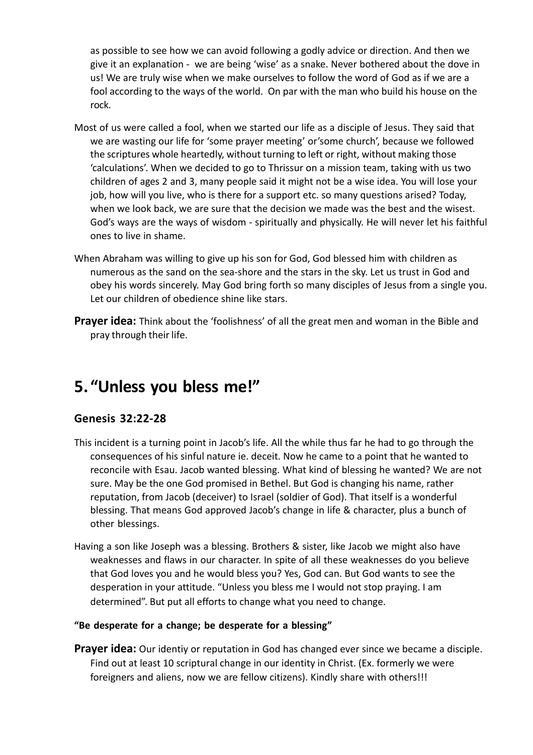as possible to see how we can avoid following a godly advice or direction. And then we give it an explanation - we are being 'wise' as a snake. Never bothered about the dove in us! We are truly wise when we make ourselves to follow the word of God as if we are a fool according to the ways of the world. On par with the man who build his house on the rock.

Most of us were called a fool, when we started our life as a disciple of Jesus. They said that we are wasting our life for 'some prayer meeting' or'some church', because we followed the scriptures whole heartedly, without turning to left or right, without making those 'calculations'. When we decided to go to Thrissur on a mission team, taking with us two children of ages 2 and 3, many people said it might not be a wise idea. You will lose your job, how will you live, who is there for a support etc. so many questions arised? Today, when we look back, we are sure that the decision we made was the best and the wisest. God's ways are the ways of wisdom - spiritually and physically. He will never let his faithful ones to live in shame.

When Abraham was willing to give up his son for God, God blessed him with children as numerous as the sand on the sea-shore and the stars in the sky. Let us trust in God and obey his words sincerely. May God bring forth so many disciples of Jesus from a single you. Let our children of obedience shine like stars.

**Prayer idea:** Think about the 'foolishness' of all the great men and woman in the Bible and pray through their life.

## 5. "Unless you bless me!"

### Genesis 32:22-28

This incident is a turning point in Jacob's life. All the while thus far he had to go through the consequences of his sinful nature ie. deceit. Now he came to a point that he wanted to reconcile with Esau. Jacob wanted blessing. What kind of blessing he wanted? We are not sure. May be the one God promised in Bethel. But God is changing his name, rather reputation, from Jacob (deceiver) to Israel (soldier of God). That itself is a wonderful blessing. That means God approved Jacob's change in life & character, plus a bunch of other blessings.

Having a son like Joseph was a blessing. Brothers & sister, like Jacob we might also have weaknesses and flaws in our character. In spite of all these weaknesses do you believe that God loves you and he would bless you? Yes, God can. But God wants to see the desperation in your attitude. "Unless you bless me I would not stop praying. I am determined". But put all efforts to change what you need to change.

**"Be desperate for a change; be desperate for a blessing"**

**Prayer idea:** Our identiy or reputation in God has changed ever since we became a disciple. Find out at least 10 scriptural change in our identity in Christ. (Ex. formerly we were foreigners and aliens, now we are fellow citizens). Kindly share with others!!!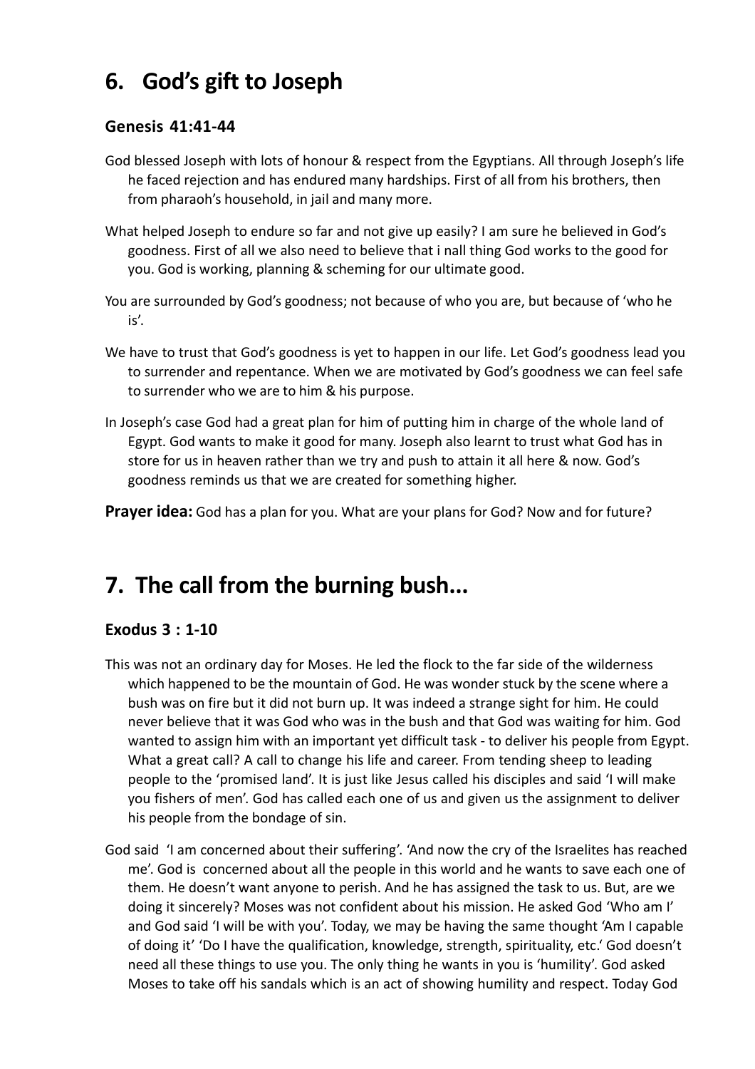# 6. God's gift to Joseph

### Genesis 41:41-44

God blessed Joseph with lots of honour & respect from the Egyptians. All through Joseph's life he faced rejection and has endured many hardships. First of all from his brothers, then from pharaoh's household, in jail and many more.

What helped Joseph to endure so far and not give up easily? I am sure he believed in God's goodness. First of all we also need to believe that i nall thing God works to the good for you. God is working, planning & scheming for our ultimate good.

You are surrounded by God's goodness; not because of who you are, but because of 'who he is'.

We have to trust that God's goodness is yet to happen in our life. Let God's goodness lead you to surrender and repentance. When we are motivated by God's goodness we can feel safe to surrender who we are to him & his purpose.

In Joseph's case God had a great plan for him of putting him in charge of the whole land of Egypt. God wants to make it good for many. Joseph also learnt to trust what God has in store for us in heaven rather than we try and push to attain it all here & now. God's goodness reminds us that we are created for something higher.

**Prayer idea:** God has a plan for you. What are your plans for God? Now and for future?

# 7. The call from the burning bush...

### Exodus 3 : 1-10

This was not an ordinary day for Moses. He led the flock to the far side of the wilderness which happened to be the mountain of God. He was wonder stuck by the scene where a bush was on fire but it did not burn up. It was indeed a strange sight for him. He could never believe that it was God who was in the bush and that God was waiting for him. God wanted to assign him with an important yet difficult task - to deliver his people from Egypt. What a great call? A call to change his life and career. From tending sheep to leading people to the 'promised land'. It is just like Jesus called his disciples and said 'I will make you fishers of men'. God has called each one of us and given us the assignment to deliver his people from the bondage of sin.

God said 'I am concerned about their suffering'. 'And now the cry of the Israelites has reached me'. God is concerned about all the people in this world and he wants to save each one of them. He doesn't want anyone to perish. And he has assigned the task to us. But, are we doing it sincerely? Moses was not confident about his mission. He asked God 'Who am I' and God said 'I will be with you'. Today, we may be having the same thought 'Am I capable of doing it' 'Do I have the qualification, knowledge, strength, spirituality, etc.' God doesn't need all these things to use you. The only thing he wants in you is 'humility'. God asked Moses to take off his sandals which is an act of showing humility and respect. Today God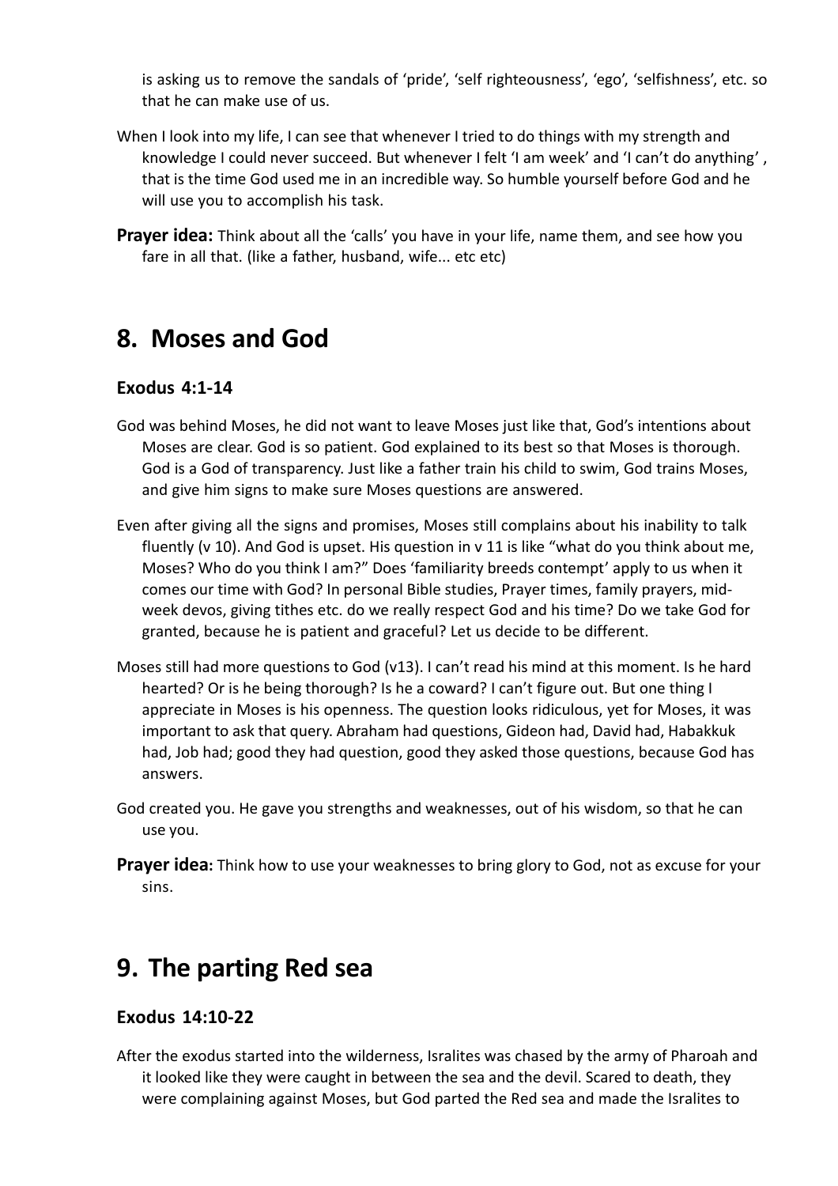is asking us to remove the sandals of 'pride', 'self righteousness', 'ego', 'selfishness', etc. so that he can make use of us.

When I look into my life, I can see that whenever I tried to do things with my strength and knowledge I could never succeed. But whenever I felt 'I am week' and 'I can't do anything' , that is the time God used me in an incredible way. So humble yourself before God and he will use you to accomplish his task.

**Prayer idea:** Think about all the 'calls' you have in your life, name them, and see how you fare in all that. (like a father, husband, wife... etc etc)

## 8. Moses and God

### Exodus 4:1-14

God was behind Moses, he did not want to leave Moses just like that, God's intentions about Moses are clear. God is so patient. God explained to its best so that Moses is thorough. God is a God of transparency. Just like a father train his child to swim, God trains Moses, and give him signs to make sure Moses questions are answered.

Even after giving all the signs and promises, Moses still complains about his inability to talk fluently (v 10). And God is upset. His question in v 11 is like "what do you think about me, Moses? Who do you think I am?" Does 'familiarity breeds contempt' apply to us when it comes our time with God? In personal Bible studies, Prayer times, family prayers, mid-week devos, giving tithes etc. do we really respect God and his time? Do we take God for granted, because he is patient and graceful? Let us decide to be different.

Moses still had more questions to God (v13). I can't read his mind at this moment. Is he hard hearted? Or is he being thorough? Is he a coward? I can't figure out. But one thing I appreciate in Moses is his openness. The question looks ridiculous, yet for Moses, it was important to ask that query. Abraham had questions, Gideon had, David had, Habakkuk had, Job had; good they had question, good they asked those questions, because God has answers.

God created you. He gave you strengths and weaknesses, out of his wisdom, so that he can use you.

**Prayer idea:** Think how to use your weaknesses to bring glory to God, not as excuse for your sins.

## 9. The parting Red sea

### Exodus 14:10-22

After the exodus started into the wilderness, Isralites was chased by the army of Pharoah and it looked like they were caught in between the sea and the devil. Scared to death, they were complaining against Moses, but God parted the Red sea and made the Isralites to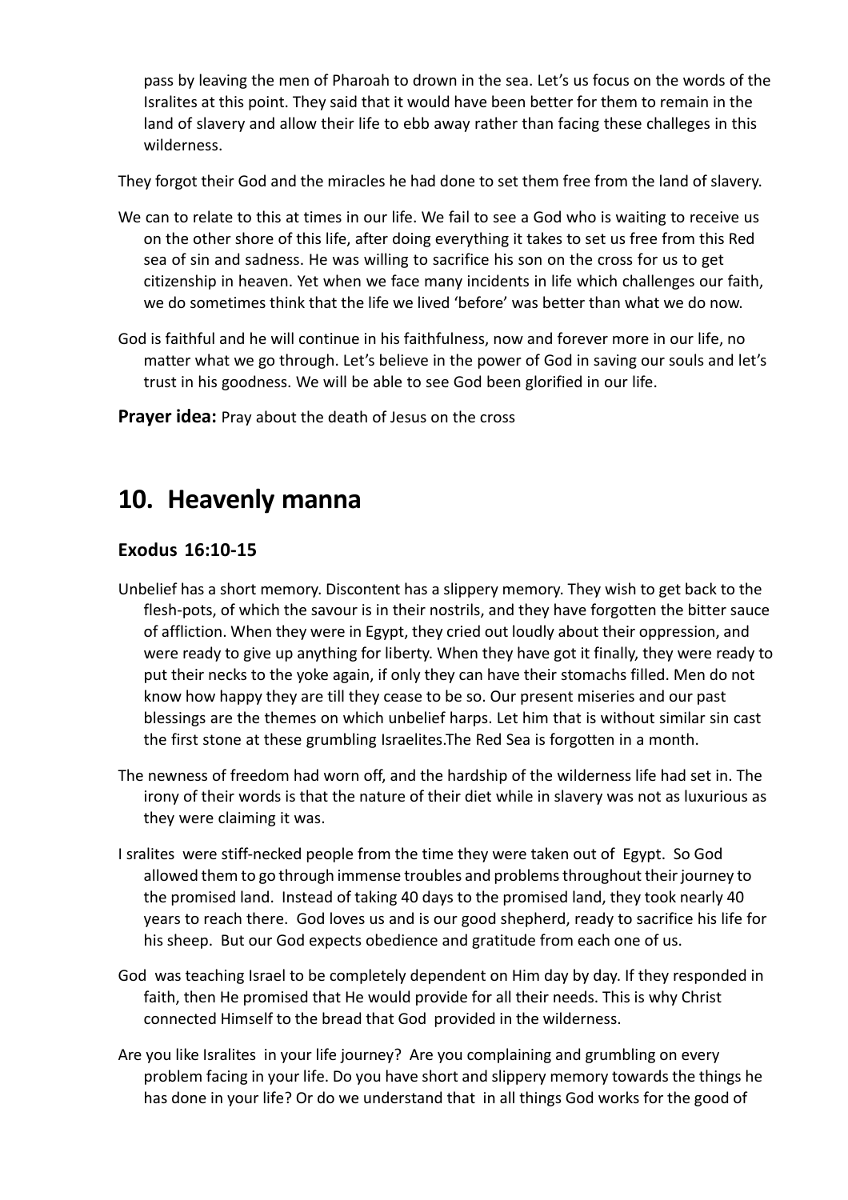pass by leaving the men of Pharoah to drown in the sea. Let's us focus on the words of the Isralites at this point. They said that it would have been better for them to remain in the land of slavery and allow their life to ebb away rather than facing these challeges in this wilderness.

They forgot their God and the miracles he had done to set them free from the land of slavery.

We can to relate to this at times in our life. We fail to see a God who is waiting to receive us on the other shore of this life, after doing everything it takes to set us free from this Red sea of sin and sadness. He was willing to sacrifice his son on the cross for us to get citizenship in heaven. Yet when we face many incidents in life which challenges our faith, we do sometimes think that the life we lived 'before' was better than what we do now.

God is faithful and he will continue in his faithfulness, now and forever more in our life, no matter what we go through. Let's believe in the power of God in saving our souls and let's trust in his goodness. We will be able to see God been glorified in our life.

**Prayer idea:** Pray about the death of Jesus on the cross

## 10. Heavenly manna

### Exodus 16:10-15

Unbelief has a short memory. Discontent has a slippery memory. They wish to get back to the flesh-pots, of which the savour is in their nostrils, and they have forgotten the bitter sauce of affliction. When they were in Egypt, they cried out loudly about their oppression, and were ready to give up anything for liberty. When they have got it finally, they were ready to put their necks to the yoke again, if only they can have their stomachs filled. Men do not know how happy they are till they cease to be so. Our present miseries and our past blessings are the themes on which unbelief harps. Let him that is without similar sin cast the first stone at these grumbling Israelites.The Red Sea is forgotten in a month.

The newness of freedom had worn off, and the hardship of the wilderness life had set in. The irony of their words is that the nature of their diet while in slavery was not as luxurious as they were claiming it was.

I sralites were stiff-necked people from the time they were taken out of Egypt. So God allowed them to go through immense troubles and problems throughout their journey to the promised land. Instead of taking 40 days to the promised land, they took nearly 40 years to reach there. God loves us and is our good shepherd, ready to sacrifice his life for his sheep. But our God expects obedience and gratitude from each one of us.

God was teaching Israel to be completely dependent on Him day by day. If they responded in faith, then He promised that He would provide for all their needs. This is why Christ connected Himself to the bread that God provided in the wilderness.

Are you like Isralites in your life journey? Are you complaining and grumbling on every problem facing in your life. Do you have short and slippery memory towards the things he has done in your life? Or do we understand that in all things God works for the good of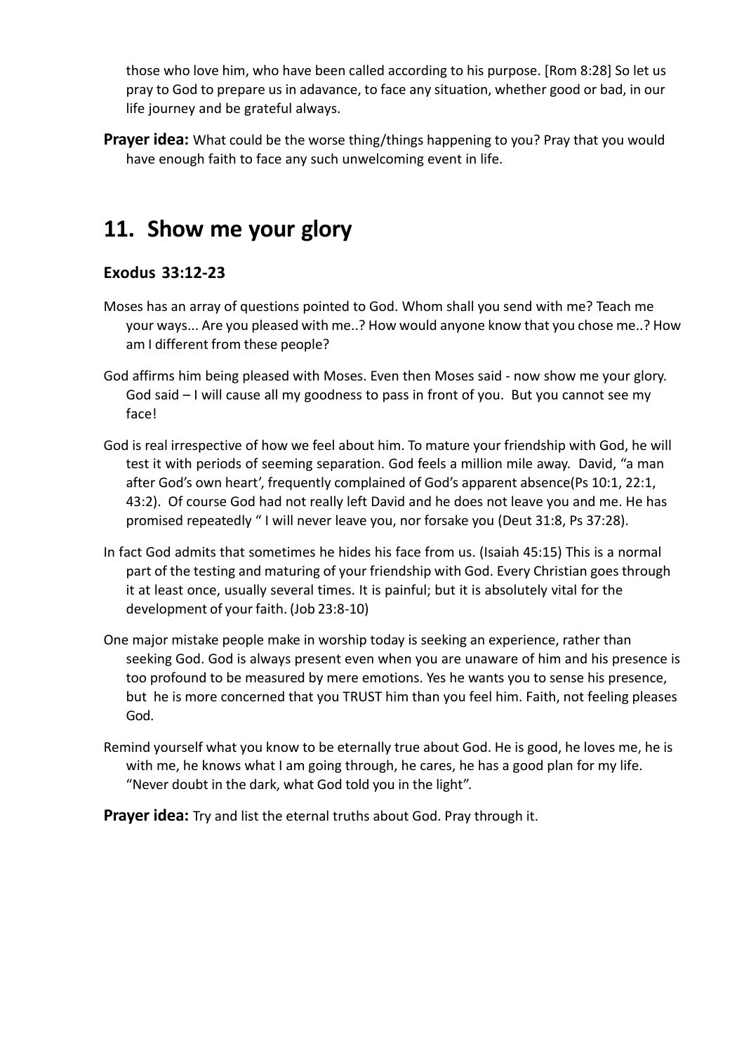those who love him, who have been called according to his purpose. [Rom 8:28] So let us pray to God to prepare us in adavance, to face any situation, whether good or bad, in our life journey and be grateful always.

**Prayer idea:** What could be the worse thing/things happening to you? Pray that you would have enough faith to face any such unwelcoming event in life.

## 11. Show me your glory

### Exodus 33:12-23

Moses has an array of questions pointed to God. Whom shall you send with me? Teach me your ways... Are you pleased with me..? How would anyone know that you chose me..? How am I different from these people?

God affirms him being pleased with Moses. Even then Moses said - now show me your glory. God said – I will cause all my goodness to pass in front of you. But you cannot see my face!

God is real irrespective of how we feel about him. To mature your friendship with God, he will test it with periods of seeming separation. God feels a million mile away. David, "a man after God's own heart', frequently complained of God's apparent absence(Ps 10:1, 22:1, 43:2). Of course God had not really left David and he does not leave you and me. He has promised repeatedly " I will never leave you, nor forsake you (Deut 31:8, Ps 37:28).

In fact God admits that sometimes he hides his face from us. (Isaiah 45:15) This is a normal part of the testing and maturing of your friendship with God. Every Christian goes through it at least once, usually several times. It is painful; but it is absolutely vital for the development of your faith. (Job 23:8-10)

One major mistake people make in worship today is seeking an experience, rather than seeking God. God is always present even when you are unaware of him and his presence is too profound to be measured by mere emotions. Yes he wants you to sense his presence, but he is more concerned that you TRUST him than you feel him. Faith, not feeling pleases God.

Remind yourself what you know to be eternally true about God. He is good, he loves me, he is with me, he knows what I am going through, he cares, he has a good plan for my life. "Never doubt in the dark, what God told you in the light".

**Prayer idea:** Try and list the eternal truths about God. Pray through it.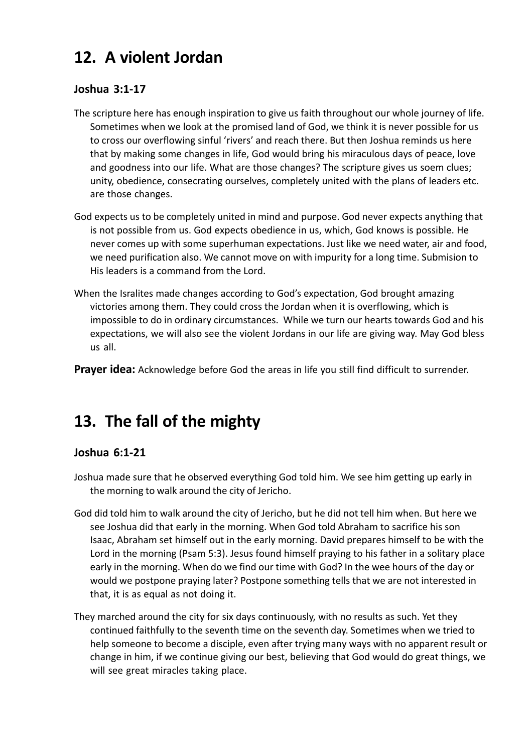## 12. A violent Jordan

### Joshua 3:1-17

The scripture here has enough inspiration to give us faith throughout our whole journey of life. Sometimes when we look at the promised land of God, we think it is never possible for us to cross our overflowing sinful 'rivers' and reach there. But then Joshua reminds us here that by making some changes in life, God would bring his miraculous days of peace, love and goodness into our life. What are those changes? The scripture gives us soem clues; unity, obedience, consecrating ourselves, completely united with the plans of leaders etc. are those changes.

God expects us to be completely united in mind and purpose. God never expects anything that is not possible from us. God expects obedience in us, which, God knows is possible. He never comes up with some superhuman expectations. Just like we need water, air and food, we need purification also. We cannot move on with impurity for a long time. Submision to His leaders is a command from the Lord.

When the Isralites made changes according to God's expectation, God brought amazing victories among them. They could cross the Jordan when it is overflowing, which is impossible to do in ordinary circumstances. While we turn our hearts towards God and his expectations, we will also see the violent Jordans in our life are giving way. May God bless us all.

**Prayer idea:** Acknowledge before God the areas in life you still find difficult to surrender.

## 13. The fall of the mighty

### Joshua 6:1-21

Joshua made sure that he observed everything God told him. We see him getting up early in the morning to walk around the city of Jericho.

God did told him to walk around the city of Jericho, but he did not tell him when. But here we see Joshua did that early in the morning. When God told Abraham to sacrifice his son Isaac, Abraham set himself out in the early morning. David prepares himself to be with the Lord in the morning (Psam 5:3). Jesus found himself praying to his father in a solitary place early in the morning. When do we find our time with God? In the wee hours of the day or would we postpone praying later? Postpone something tells that we are not interested in that, it is as equal as not doing it.

They marched around the city for six days continuously, with no results as such. Yet they continued faithfully to the seventh time on the seventh day. Sometimes when we tried to help someone to become a disciple, even after trying many ways with no apparent result or change in him, if we continue giving our best, believing that God would do great things, we will see great miracles taking place.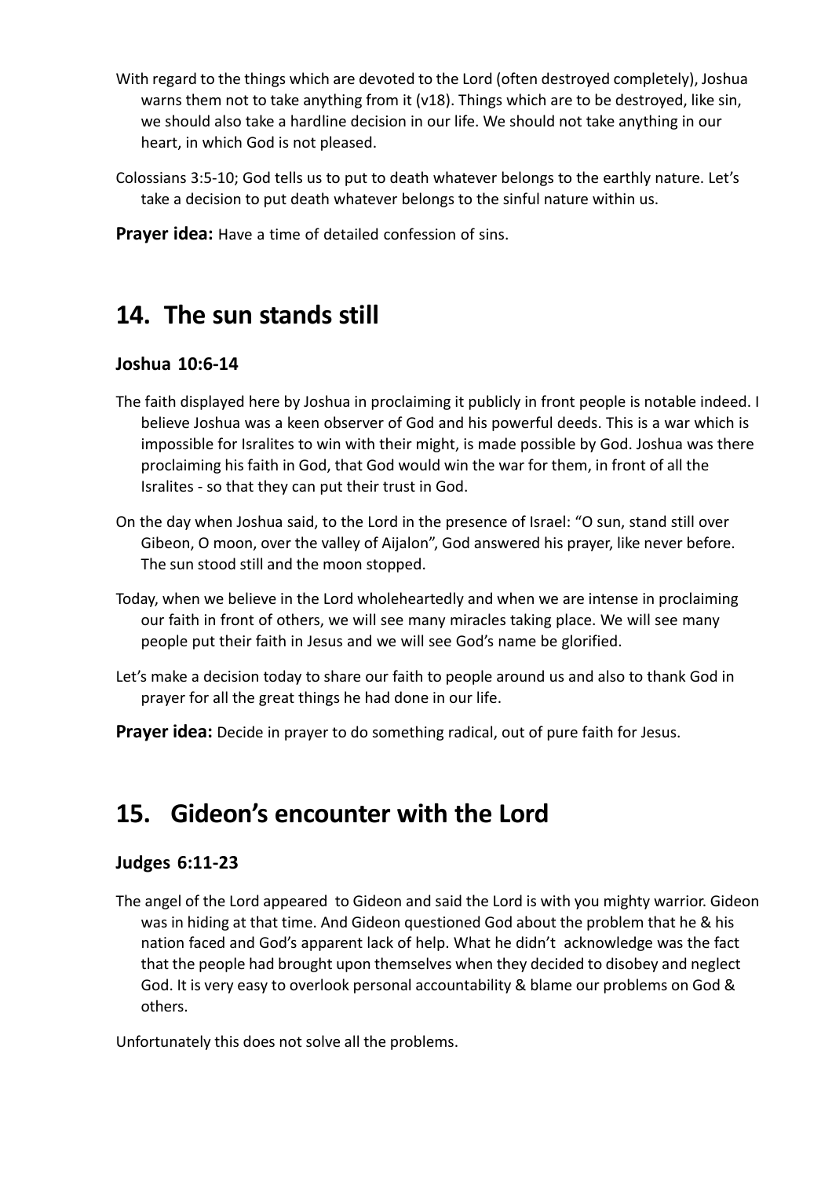With regard to the things which are devoted to the Lord (often destroyed completely), Joshua warns them not to take anything from it (v18). Things which are to be destroyed, like sin, we should also take a hardline decision in our life. We should not take anything in our heart, in which God is not pleased.

Colossians 3:5-10; God tells us to put to death whatever belongs to the earthly nature. Let's take a decision to put death whatever belongs to the sinful nature within us.

**Prayer idea:** Have a time of detailed confession of sins.

## 14. The sun stands still

### Joshua 10:6-14

The faith displayed here by Joshua in proclaiming it publicly in front people is notable indeed. I believe Joshua was a keen observer of God and his powerful deeds. This is a war which is impossible for Isralites to win with their might, is made possible by God. Joshua was there proclaiming his faith in God, that God would win the war for them, in front of all the Isralites - so that they can put their trust in God.

On the day when Joshua said, to the Lord in the presence of Israel: "O sun, stand still over Gibeon, O moon, over the valley of Aijalon", God answered his prayer, like never before. The sun stood still and the moon stopped.

Today, when we believe in the Lord wholeheartedly and when we are intense in proclaiming our faith in front of others, we will see many miracles taking place. We will see many people put their faith in Jesus and we will see God's name be glorified.

Let's make a decision today to share our faith to people around us and also to thank God in prayer for all the great things he had done in our life.

**Prayer idea:** Decide in prayer to do something radical, out of pure faith for Jesus.

## 15. Gideon's encounter with the Lord

### Judges 6:11-23

The angel of the Lord appeared to Gideon and said the Lord is with you mighty warrior. Gideon was in hiding at that time. And Gideon questioned God about the problem that he & his nation faced and God's apparent lack of help. What he didn't acknowledge was the fact that the people had brought upon themselves when they decided to disobey and neglect God. It is very easy to overlook personal accountability & blame our problems on God & others.

Unfortunately this does not solve all the problems.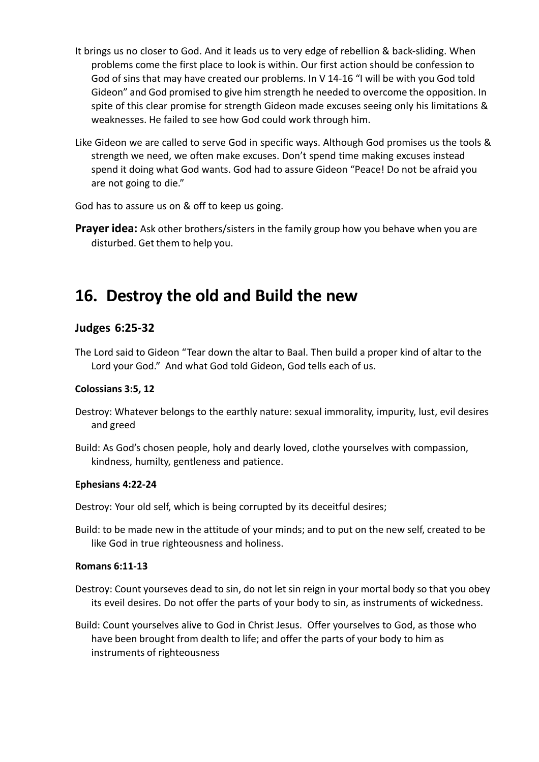It brings us no closer to God. And it leads us to very edge of rebellion & back-sliding. When problems come the first place to look is within. Our first action should be confession to God of sins that may have created our problems. In V 14-16 "I will be with you God told Gideon" and God promised to give him strength he needed to overcome the opposition. In spite of this clear promise for strength Gideon made excuses seeing only his limitations & weaknesses. He failed to see how God could work through him.

Like Gideon we are called to serve God in specific ways. Although God promises us the tools & strength we need, we often make excuses. Don't spend time making excuses instead spend it doing what God wants. God had to assure Gideon "Peace! Do not be afraid you are not going to die."

God has to assure us on & off to keep us going.

**Prayer idea:** Ask other brothers/sisters in the family group how you behave when you are disturbed. Get them to help you.

## 16. Destroy the old and Build the new

### Judges 6:25-32

The Lord said to Gideon "Tear down the altar to Baal. Then build a proper kind of altar to the Lord your God." And what God told Gideon, God tells each of us.

**Colossians 3:5, 12**

Destroy: Whatever belongs to the earthly nature: sexual immorality, impurity, lust, evil desires and greed

Build: As God's chosen people, holy and dearly loved, clothe yourselves with compassion, kindness, humilty, gentleness and patience.

**Ephesians 4:22-24**

Destroy: Your old self, which is being corrupted by its deceitful desires;

Build: to be made new in the attitude of your minds; and to put on the new self, created to be like God in true righteousness and holiness.

**Romans 6:11-13**

Destroy: Count yourseves dead to sin, do not let sin reign in your mortal body so that you obey its eveil desires. Do not offer the parts of your body to sin, as instruments of wickedness.

Build: Count yourselves alive to God in Christ Jesus. Offer yourselves to God, as those who have been brought from dealth to life; and offer the parts of your body to him as instruments of righteousness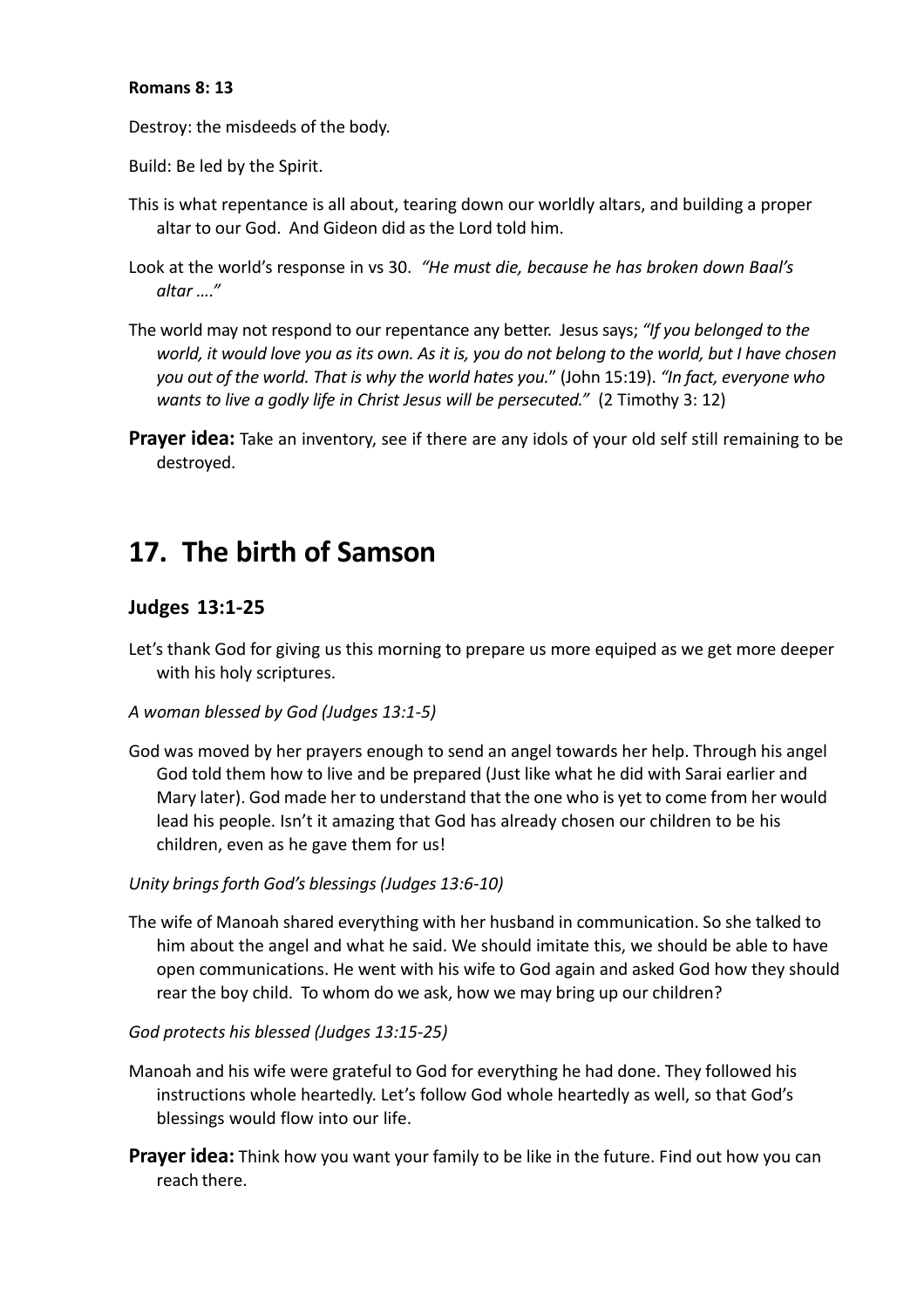**Romans 8: 13**

Destroy: the misdeeds of the body.

Build: Be led by the Spirit.

This is what repentance is all about, tearing down our worldly altars, and building a proper altar to our God. And Gideon did as the Lord told him.

Look at the world's response in vs 30. *"He must die, because he has broken down Baal's altar …."*

The world may not respond to our repentance any better. Jesus says; *"If you belonged to the world, it would love you as its own. As it is, you do not belong to the world, but I have chosen you out of the world. That is why the world hates you.*" (John 15:19). *"In fact, everyone who wants to live a godly life in Christ Jesus will be persecuted."* (2 Timothy 3: 12)

**Prayer idea:** Take an inventory, see if there are any idols of your old self still remaining to be destroyed.

# 17. The birth of Samson

## Judges 13:1-25

Let's thank God for giving us this morning to prepare us more equiped as we get more deeper with his holy scriptures.

*A woman blessed by God (Judges 13:1-5)*

God was moved by her prayers enough to send an angel towards her help. Through his angel God told them how to live and be prepared (Just like what he did with Sarai earlier and Mary later). God made her to understand that the one who is yet to come from her would lead his people. Isn't it amazing that God has already chosen our children to be his children, even as he gave them for us!

*Unity brings forth God's blessings (Judges 13:6-10)*

The wife of Manoah shared everything with her husband in communication. So she talked to him about the angel and what he said. We should imitate this, we should be able to have open communications. He went with his wife to God again and asked God how they should rear the boy child. To whom do we ask, how we may bring up our children?

*God protects his blessed (Judges 13:15-25)*

Manoah and his wife were grateful to God for everything he had done. They followed his instructions whole heartedly. Let's follow God whole heartedly as well, so that God's blessings would flow into our life.

**Prayer idea:** Think how you want your family to be like in the future. Find out how you can reach there.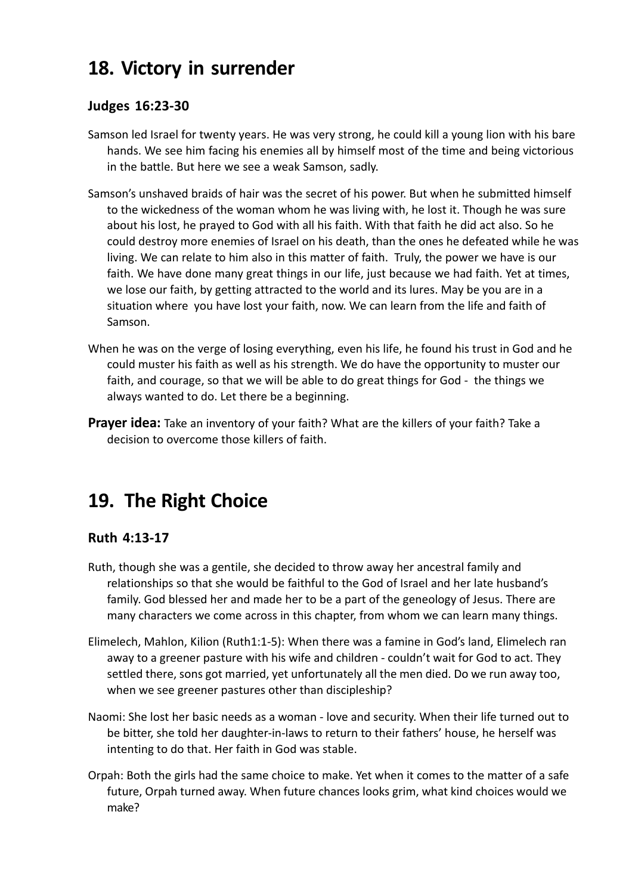## 18. Victory in surrender

### Judges 16:23-30

Samson led Israel for twenty years. He was very strong, he could kill a young lion with his bare hands. We see him facing his enemies all by himself most of the time and being victorious in the battle. But here we see a weak Samson, sadly.

Samson's unshaved braids of hair was the secret of his power. But when he submitted himself to the wickedness of the woman whom he was living with, he lost it. Though he was sure about his lost, he prayed to God with all his faith. With that faith he did act also. So he could destroy more enemies of Israel on his death, than the ones he defeated while he was living. We can relate to him also in this matter of faith. Truly, the power we have is our faith. We have done many great things in our life, just because we had faith. Yet at times, we lose our faith, by getting attracted to the world and its lures. May be you are in a situation where you have lost your faith, now. We can learn from the life and faith of Samson.

When he was on the verge of losing everything, even his life, he found his trust in God and he could muster his faith as well as his strength. We do have the opportunity to muster our faith, and courage, so that we will be able to do great things for God - the things we always wanted to do. Let there be a beginning.

**Prayer idea:** Take an inventory of your faith? What are the killers of your faith? Take a decision to overcome those killers of faith.

## 19. The Right Choice

### Ruth 4:13-17

Ruth, though she was a gentile, she decided to throw away her ancestral family and relationships so that she would be faithful to the God of Israel and her late husband's family. God blessed her and made her to be a part of the geneology of Jesus. There are many characters we come across in this chapter, from whom we can learn many things.

Elimelech, Mahlon, Kilion (Ruth1:1-5): When there was a famine in God's land, Elimelech ran away to a greener pasture with his wife and children - couldn't wait for God to act. They settled there, sons got married, yet unfortunately all the men died. Do we run away too, when we see greener pastures other than discipleship?

Naomi: She lost her basic needs as a woman - love and security. When their life turned out to be bitter, she told her daughter-in-laws to return to their fathers' house, he herself was intenting to do that. Her faith in God was stable.

Orpah: Both the girls had the same choice to make. Yet when it comes to the matter of a safe future, Orpah turned away. When future chances looks grim, what kind choices would we make?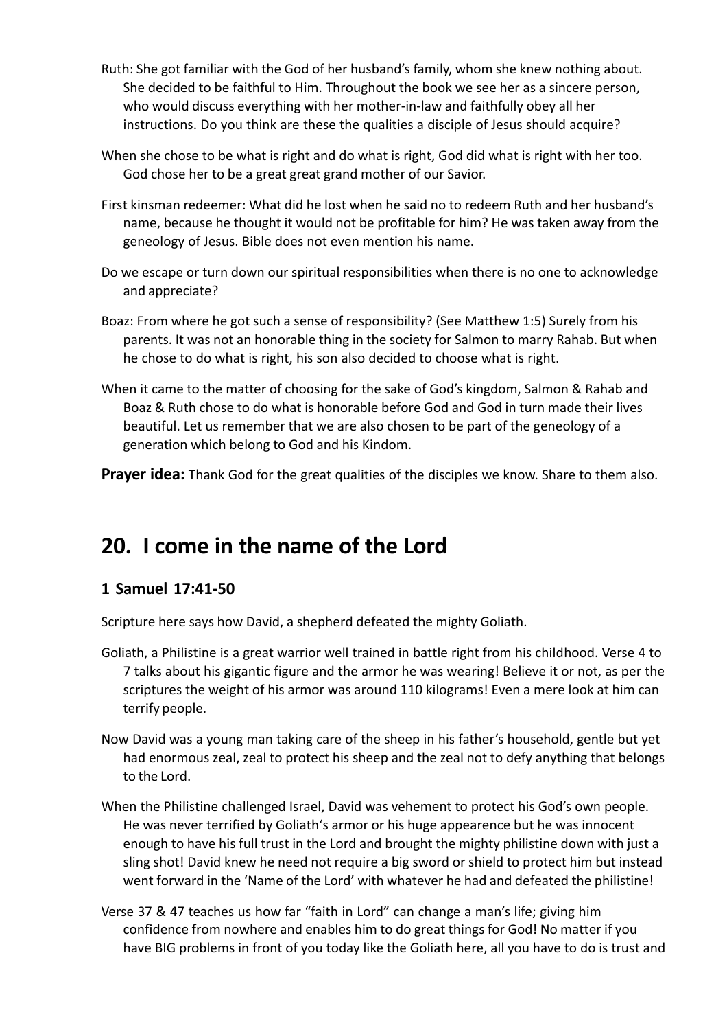Ruth: She got familiar with the God of her husband's family, whom she knew nothing about. She decided to be faithful to Him. Throughout the book we see her as a sincere person, who would discuss everything with her mother-in-law and faithfully obey all her instructions. Do you think are these the qualities a disciple of Jesus should acquire?

When she chose to be what is right and do what is right, God did what is right with her too. God chose her to be a great great grand mother of our Savior.

First kinsman redeemer: What did he lost when he said no to redeem Ruth and her husband's name, because he thought it would not be profitable for him? He was taken away from the geneology of Jesus. Bible does not even mention his name.

Do we escape or turn down our spiritual responsibilities when there is no one to acknowledge and appreciate?

Boaz: From where he got such a sense of responsibility? (See Matthew 1:5) Surely from his parents. It was not an honorable thing in the society for Salmon to marry Rahab. But when he chose to do what is right, his son also decided to choose what is right.

When it came to the matter of choosing for the sake of God's kingdom, Salmon & Rahab and Boaz & Ruth chose to do what is honorable before God and God in turn made their lives beautiful. Let us remember that we are also chosen to be part of the geneology of a generation which belong to God and his Kindom.

**Prayer idea:** Thank God for the great qualities of the disciples we know. Share to them also.

## 20. I come in the name of the Lord

### 1 Samuel 17:41-50

Scripture here says how David, a shepherd defeated the mighty Goliath.

Goliath, a Philistine is a great warrior well trained in battle right from his childhood. Verse 4 to 7 talks about his gigantic figure and the armor he was wearing! Believe it or not, as per the scriptures the weight of his armor was around 110 kilograms! Even a mere look at him can terrify people.

Now David was a young man taking care of the sheep in his father's household, gentle but yet had enormous zeal, zeal to protect his sheep and the zeal not to defy anything that belongs to the Lord.

When the Philistine challenged Israel, David was vehement to protect his God's own people. He was never terrified by Goliath's armor or his huge appearence but he was innocent enough to have his full trust in the Lord and brought the mighty philistine down with just a sling shot! David knew he need not require a big sword or shield to protect him but instead went forward in the 'Name of the Lord' with whatever he had and defeated the philistine!

Verse 37 & 47 teaches us how far "faith in Lord" can change a man's life; giving him confidence from nowhere and enables him to do great things for God! No matter if you have BIG problems in front of you today like the Goliath here, all you have to do is trust and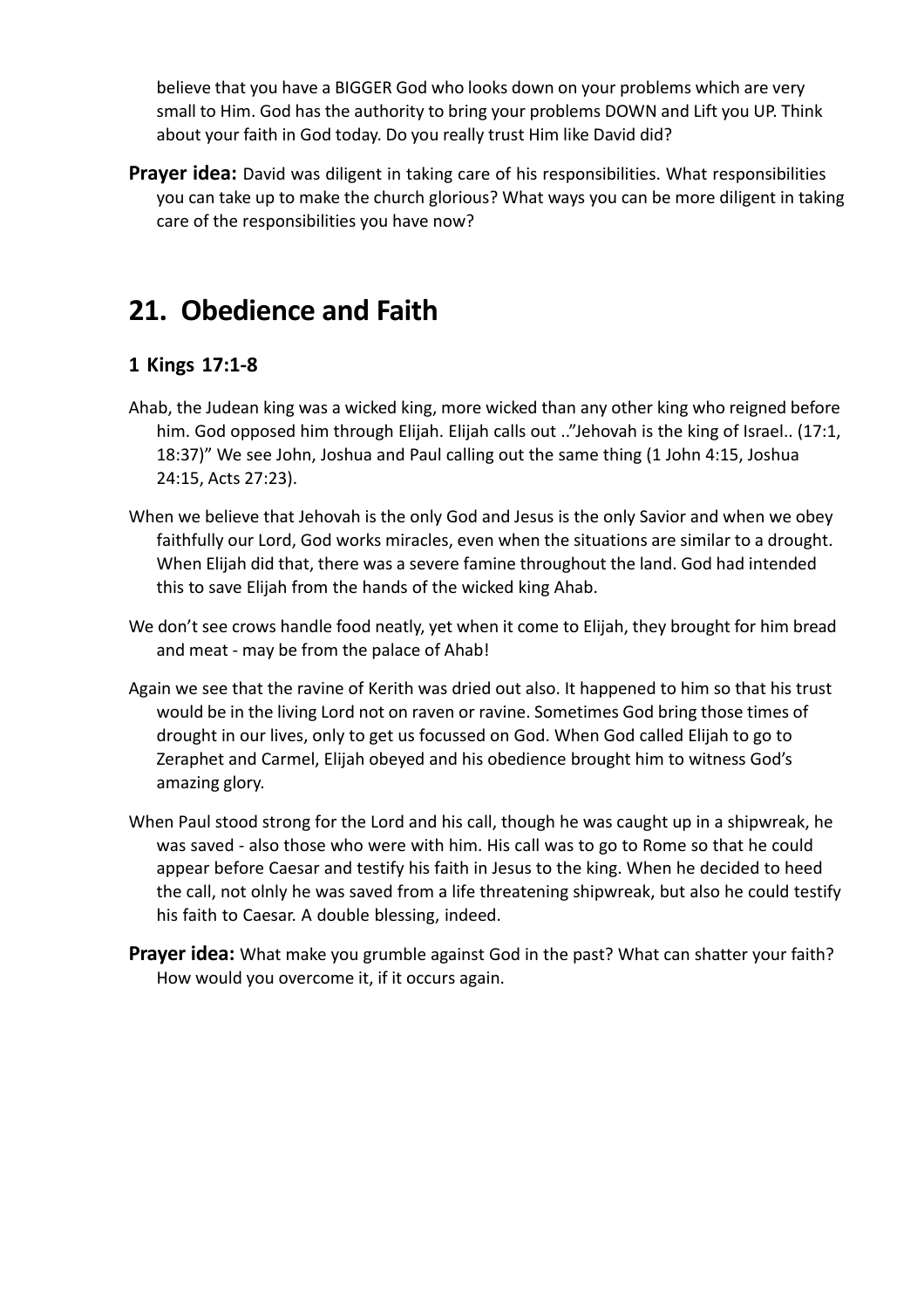believe that you have a BIGGER God who looks down on your problems which are very small to Him. God has the authority to bring your problems DOWN and Lift you UP. Think about your faith in God today. Do you really trust Him like David did?

**Prayer idea:** David was diligent in taking care of his responsibilities. What responsibilities you can take up to make the church glorious? What ways you can be more diligent in taking care of the responsibilities you have now?

## 21. Obedience and Faith

### 1 Kings 17:1-8

Ahab, the Judean king was a wicked king, more wicked than any other king who reigned before him. God opposed him through Elijah. Elijah calls out .."Jehovah is the king of Israel.. (17:1, 18:37)" We see John, Joshua and Paul calling out the same thing (1 John 4:15, Joshua 24:15, Acts 27:23).

When we believe that Jehovah is the only God and Jesus is the only Savior and when we obey faithfully our Lord, God works miracles, even when the situations are similar to a drought. When Elijah did that, there was a severe famine throughout the land. God had intended this to save Elijah from the hands of the wicked king Ahab.

We don't see crows handle food neatly, yet when it come to Elijah, they brought for him bread and meat - may be from the palace of Ahab!

Again we see that the ravine of Kerith was dried out also. It happened to him so that his trust would be in the living Lord not on raven or ravine. Sometimes God bring those times of drought in our lives, only to get us focussed on God. When God called Elijah to go to Zeraphet and Carmel, Elijah obeyed and his obedience brought him to witness God's amazing glory.

When Paul stood strong for the Lord and his call, though he was caught up in a shipwreak, he was saved - also those who were with him. His call was to go to Rome so that he could appear before Caesar and testify his faith in Jesus to the king. When he decided to heed the call, not olnly he was saved from a life threatening shipwreak, but also he could testify his faith to Caesar. A double blessing, indeed.

**Prayer idea:** What make you grumble against God in the past? What can shatter your faith? How would you overcome it, if it occurs again.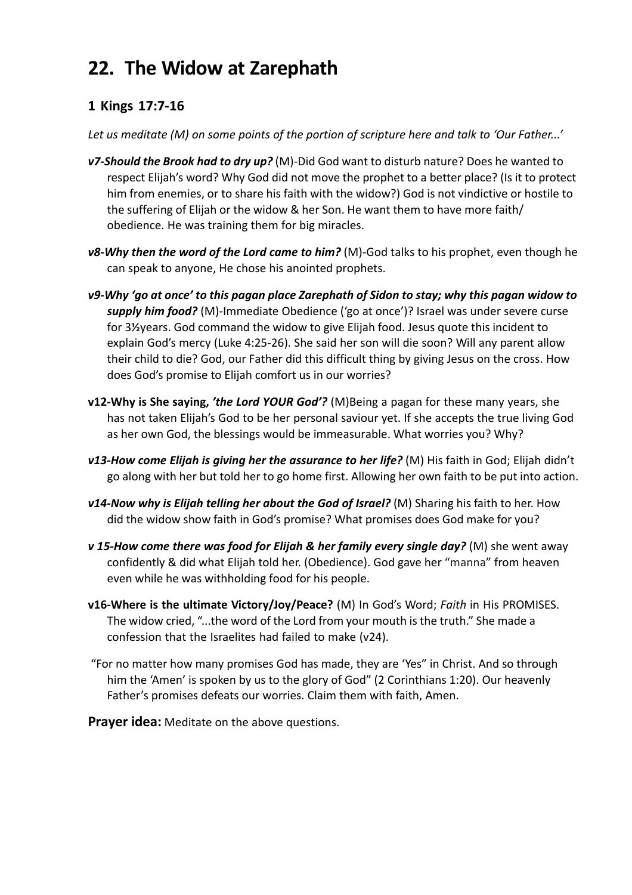# 22. The Widow at Zarephath

## 1 Kings 17:7-16

*Let us meditate (M) on some points of the portion of scripture here and talk to 'Our Father...'*

***v7-Should the Brook had to dry up?*** (M)-Did God want to disturb nature? Does he wanted to respect Elijah's word? Why God did not move the prophet to a better place? (Is it to protect him from enemies, or to share his faith with the widow?) God is not vindictive or hostile to the suffering of Elijah or the widow & her Son. He want them to have more faith/ obedience. He was training them for big miracles.

***v8-Why then the word of the Lord came to him?*** (M)-God talks to his prophet, even though he can speak to anyone, He chose his anointed prophets.

***v9-Why 'go at once' to this pagan place Zarephath of Sidon to stay; why this pagan widow to supply him food?*** (M)-Immediate Obedience ('go at once')? Israel was under severe curse for 3½years. God command the widow to give Elijah food. Jesus quote this incident to explain God's mercy (Luke 4:25-26). She said her son will die soon? Will any parent allow their child to die? God, our Father did this difficult thing by giving Jesus on the cross. How does God's promise to Elijah comfort us in our worries?

**v12-Why is She saying, *'the Lord YOUR God'?*** (M)Being a pagan for these many years, she has not taken Elijah's God to be her personal saviour yet. If she accepts the true living God as her own God, the blessings would be immeasurable. What worries you? Why?

***v13-How come Elijah is giving her the assurance to her life?*** (M) His faith in God; Elijah didn't go along with her but told her to go home first. Allowing her own faith to be put into action.

***v14-Now why is Elijah telling her about the God of Israel?*** (M) Sharing his faith to her. How did the widow show faith in God's promise? What promises does God make for you?

***v 15-How come there was food for Elijah & her family every single day?*** (M) she went away confidently & did what Elijah told her. (Obedience). God gave her "manna" from heaven even while he was withholding food for his people.

**v16-Where is the ultimate Victory/Joy/Peace?** (M) In God's Word; *Faith* in His PROMISES. The widow cried, "...the word of the Lord from your mouth is the truth." She made a confession that the Israelites had failed to make (v24).

"For no matter how many promises God has made, they are 'Yes" in Christ. And so through him the 'Amen' is spoken by us to the glory of God" (2 Corinthians 1:20). Our heavenly Father's promises defeats our worries. Claim them with faith, Amen.

**Prayer idea:** Meditate on the above questions.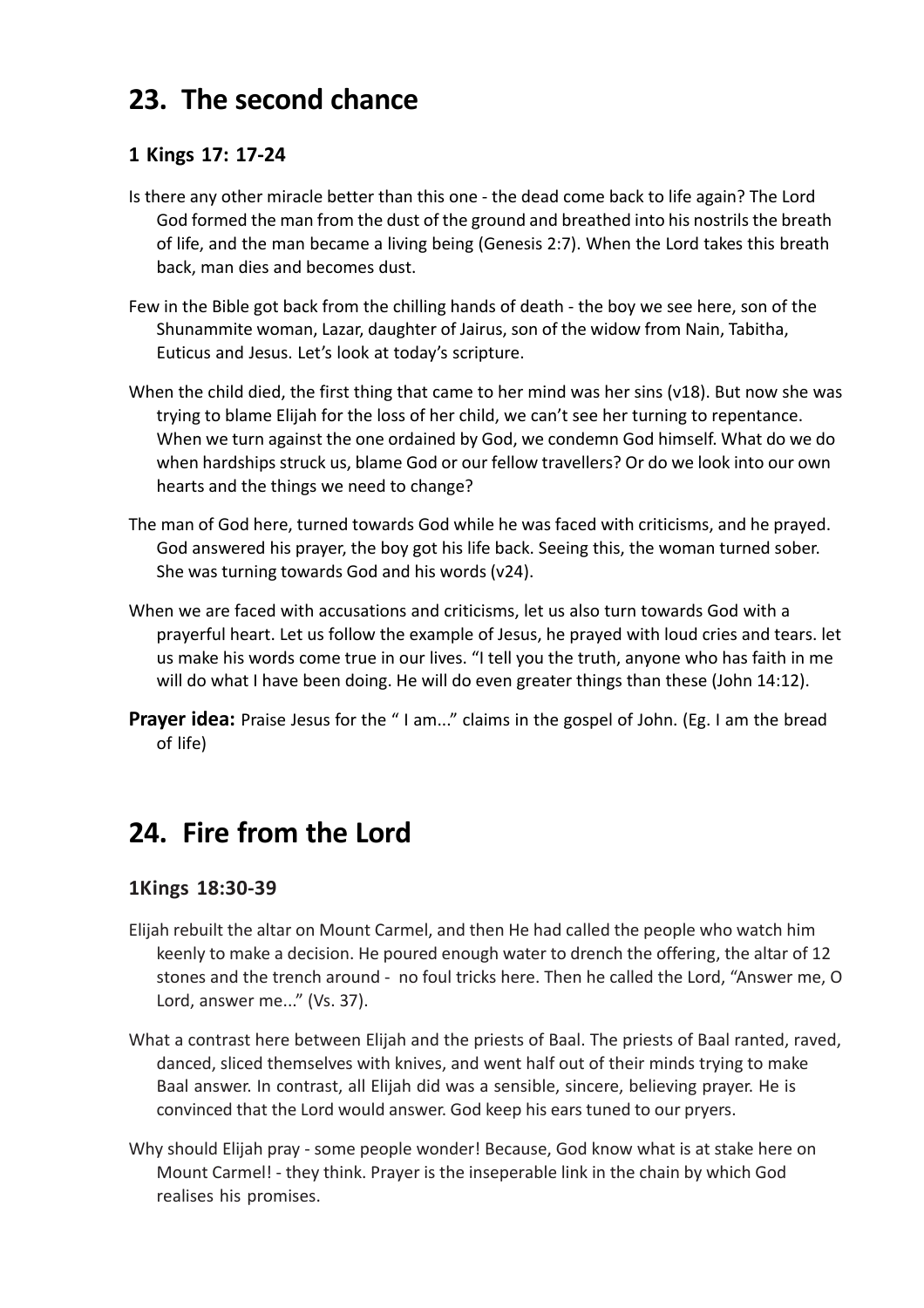## 23. The second chance

### 1 Kings 17: 17-24

Is there any other miracle better than this one - the dead come back to life again? The Lord God formed the man from the dust of the ground and breathed into his nostrils the breath of life, and the man became a living being (Genesis 2:7). When the Lord takes this breath back, man dies and becomes dust.

Few in the Bible got back from the chilling hands of death - the boy we see here, son of the Shunammite woman, Lazar, daughter of Jairus, son of the widow from Nain, Tabitha, Euticus and Jesus. Let's look at today's scripture.

When the child died, the first thing that came to her mind was her sins (v18). But now she was trying to blame Elijah for the loss of her child, we can't see her turning to repentance. When we turn against the one ordained by God, we condemn God himself. What do we do when hardships struck us, blame God or our fellow travellers? Or do we look into our own hearts and the things we need to change?

The man of God here, turned towards God while he was faced with criticisms, and he prayed. God answered his prayer, the boy got his life back. Seeing this, the woman turned sober. She was turning towards God and his words (v24).

When we are faced with accusations and criticisms, let us also turn towards God with a prayerful heart. Let us follow the example of Jesus, he prayed with loud cries and tears. let us make his words come true in our lives. "I tell you the truth, anyone who has faith in me will do what I have been doing. He will do even greater things than these (John 14:12).

**Prayer idea:** Praise Jesus for the " I am..." claims in the gospel of John. (Eg. I am the bread of life)

## 24. Fire from the Lord

### 1Kings 18:30-39

Elijah rebuilt the altar on Mount Carmel, and then He had called the people who watch him keenly to make a decision. He poured enough water to drench the offering, the altar of 12 stones and the trench around - no foul tricks here. Then he called the Lord, "Answer me, O Lord, answer me..." (Vs. 37).

What a contrast here between Elijah and the priests of Baal. The priests of Baal ranted, raved, danced, sliced themselves with knives, and went half out of their minds trying to make Baal answer. In contrast, all Elijah did was a sensible, sincere, believing prayer. He is convinced that the Lord would answer. God keep his ears tuned to our pryers.

Why should Elijah pray - some people wonder! Because, God know what is at stake here on Mount Carmel! - they think. Prayer is the inseperable link in the chain by which God realises his promises.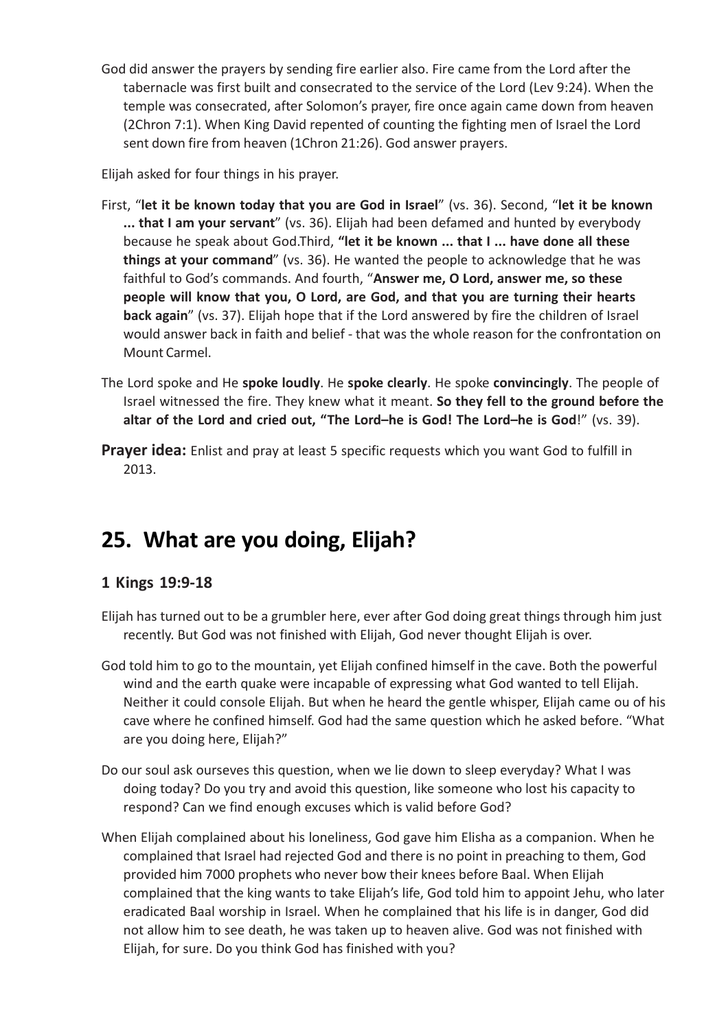God did answer the prayers by sending fire earlier also. Fire came from the Lord after the tabernacle was first built and consecrated to the service of the Lord (Lev 9:24). When the temple was consecrated, after Solomon's prayer, fire once again came down from heaven (2Chron 7:1). When King David repented of counting the fighting men of Israel the Lord sent down fire from heaven (1Chron 21:26). God answer prayers.

Elijah asked for four things in his prayer.

First, "**let it be known today that you are God in Israel**" (vs. 36). Second, "**let it be known ... that I am your servant**" (vs. 36). Elijah had been defamed and hunted by everybody because he speak about God.Third, **"let it be known ... that I ... have done all these things at your command**" (vs. 36). He wanted the people to acknowledge that he was faithful to God's commands. And fourth, "**Answer me, O Lord, answer me, so these people will know that you, O Lord, are God, and that you are turning their hearts back again**" (vs. 37). Elijah hope that if the Lord answered by fire the children of Israel would answer back in faith and belief - that was the whole reason for the confrontation on Mount Carmel.

The Lord spoke and He **spoke loudly**. He **spoke clearly**. He spoke **convincingly**. The people of Israel witnessed the fire. They knew what it meant. **So they fell to the ground before the altar of the Lord and cried out, "The Lord–he is God! The Lord–he is God**!" (vs. 39).

**Prayer idea:** Enlist and pray at least 5 specific requests which you want God to fulfill in 2013.

## 25. What are you doing, Elijah?

### 1 Kings 19:9-18

Elijah has turned out to be a grumbler here, ever after God doing great things through him just recently. But God was not finished with Elijah, God never thought Elijah is over.

God told him to go to the mountain, yet Elijah confined himself in the cave. Both the powerful wind and the earth quake were incapable of expressing what God wanted to tell Elijah. Neither it could console Elijah. But when he heard the gentle whisper, Elijah came ou of his cave where he confined himself. God had the same question which he asked before. "What are you doing here, Elijah?"

Do our soul ask ourseves this question, when we lie down to sleep everyday? What I was doing today? Do you try and avoid this question, like someone who lost his capacity to respond? Can we find enough excuses which is valid before God?

When Elijah complained about his loneliness, God gave him Elisha as a companion. When he complained that Israel had rejected God and there is no point in preaching to them, God provided him 7000 prophets who never bow their knees before Baal. When Elijah complained that the king wants to take Elijah's life, God told him to appoint Jehu, who later eradicated Baal worship in Israel. When he complained that his life is in danger, God did not allow him to see death, he was taken up to heaven alive. God was not finished with Elijah, for sure. Do you think God has finished with you?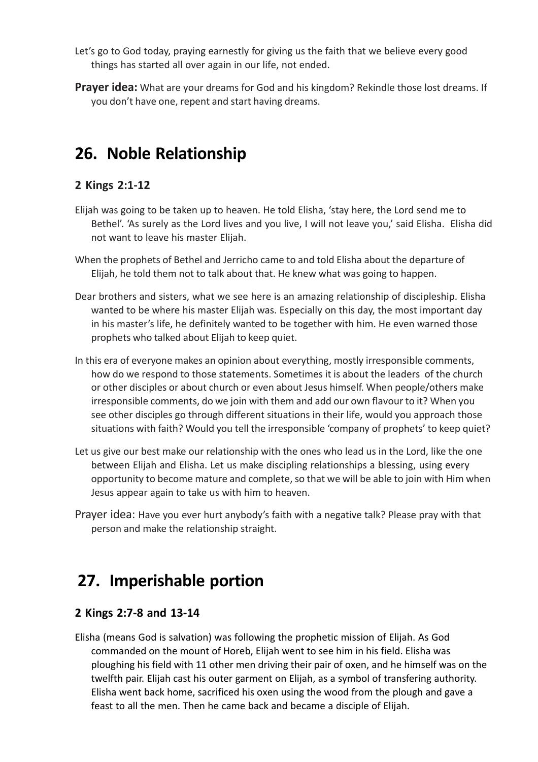Let's go to God today, praying earnestly for giving us the faith that we believe every good things has started all over again in our life, not ended.

**Prayer idea:** What are your dreams for God and his kingdom? Rekindle those lost dreams. If you don't have one, repent and start having dreams.

## 26. Noble Relationship

### 2 Kings 2:1-12

Elijah was going to be taken up to heaven. He told Elisha, 'stay here, the Lord send me to Bethel'. 'As surely as the Lord lives and you live, I will not leave you,' said Elisha. Elisha did not want to leave his master Elijah.

When the prophets of Bethel and Jerricho came to and told Elisha about the departure of Elijah, he told them not to talk about that. He knew what was going to happen.

Dear brothers and sisters, what we see here is an amazing relationship of discipleship. Elisha wanted to be where his master Elijah was. Especially on this day, the most important day in his master's life, he definitely wanted to be together with him. He even warned those prophets who talked about Elijah to keep quiet.

In this era of everyone makes an opinion about everything, mostly irresponsible comments, how do we respond to those statements. Sometimes it is about the leaders of the church or other disciples or about church or even about Jesus himself. When people/others make irresponsible comments, do we join with them and add our own flavour to it? When you see other disciples go through different situations in their life, would you approach those situations with faith? Would you tell the irresponsible 'company of prophets' to keep quiet?

Let us give our best make our relationship with the ones who lead us in the Lord, like the one between Elijah and Elisha. Let us make discipling relationships a blessing, using every opportunity to become mature and complete, so that we will be able to join with Him when Jesus appear again to take us with him to heaven.

Prayer idea: Have you ever hurt anybody's faith with a negative talk? Please pray with that person and make the relationship straight.

## 27. Imperishable portion

### 2 Kings 2:7-8 and 13-14

Elisha (means God is salvation) was following the prophetic mission of Elijah. As God commanded on the mount of Horeb, Elijah went to see him in his field. Elisha was ploughing his field with 11 other men driving their pair of oxen, and he himself was on the twelfth pair. Elijah cast his outer garment on Elijah, as a symbol of transfering authority. Elisha went back home, sacrificed his oxen using the wood from the plough and gave a feast to all the men. Then he came back and became a disciple of Elijah.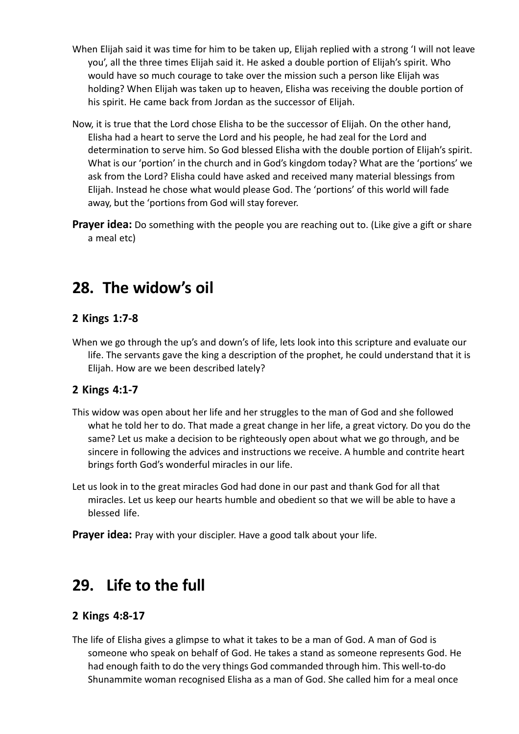When Elijah said it was time for him to be taken up, Elijah replied with a strong 'I will not leave you', all the three times Elijah said it. He asked a double portion of Elijah's spirit. Who would have so much courage to take over the mission such a person like Elijah was holding? When Elijah was taken up to heaven, Elisha was receiving the double portion of his spirit. He came back from Jordan as the successor of Elijah.

Now, it is true that the Lord chose Elisha to be the successor of Elijah. On the other hand, Elisha had a heart to serve the Lord and his people, he had zeal for the Lord and determination to serve him. So God blessed Elisha with the double portion of Elijah's spirit. What is our 'portion' in the church and in God's kingdom today? What are the 'portions' we ask from the Lord? Elisha could have asked and received many material blessings from Elijah. Instead he chose what would please God. The 'portions' of this world will fade away, but the 'portions from God will stay forever.

**Prayer idea:** Do something with the people you are reaching out to. (Like give a gift or share a meal etc)

## 28. The widow's oil

### 2 Kings 1:7-8

When we go through the up's and down's of life, lets look into this scripture and evaluate our life. The servants gave the king a description of the prophet, he could understand that it is Elijah. How are we been described lately?

### 2 Kings 4:1-7

This widow was open about her life and her struggles to the man of God and she followed what he told her to do. That made a great change in her life, a great victory. Do you do the same? Let us make a decision to be righteously open about what we go through, and be sincere in following the advices and instructions we receive. A humble and contrite heart brings forth God's wonderful miracles in our life.

Let us look in to the great miracles God had done in our past and thank God for all that miracles. Let us keep our hearts humble and obedient so that we will be able to have a blessed life.

**Prayer idea:** Pray with your discipler. Have a good talk about your life.

## 29. Life to the full

### 2 Kings 4:8-17

The life of Elisha gives a glimpse to what it takes to be a man of God. A man of God is someone who speak on behalf of God. He takes a stand as someone represents God. He had enough faith to do the very things God commanded through him. This well-to-do Shunammite woman recognised Elisha as a man of God. She called him for a meal once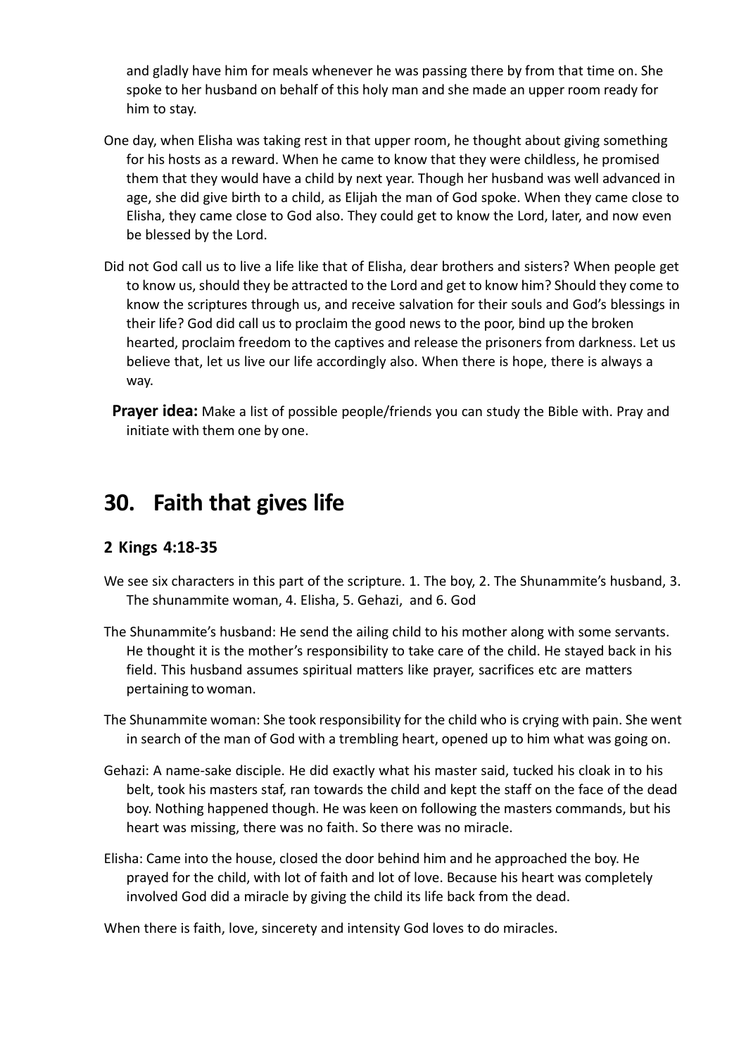and gladly have him for meals whenever he was passing there by from that time on. She spoke to her husband on behalf of this holy man and she made an upper room ready for him to stay.

One day, when Elisha was taking rest in that upper room, he thought about giving something for his hosts as a reward. When he came to know that they were childless, he promised them that they would have a child by next year. Though her husband was well advanced in age, she did give birth to a child, as Elijah the man of God spoke. When they came close to Elisha, they came close to God also. They could get to know the Lord, later, and now even be blessed by the Lord.

Did not God call us to live a life like that of Elisha, dear brothers and sisters? When people get to know us, should they be attracted to the Lord and get to know him? Should they come to know the scriptures through us, and receive salvation for their souls and God's blessings in their life? God did call us to proclaim the good news to the poor, bind up the broken hearted, proclaim freedom to the captives and release the prisoners from darkness. Let us believe that, let us live our life accordingly also. When there is hope, there is always a way.

**Prayer idea:** Make a list of possible people/friends you can study the Bible with. Pray and initiate with them one by one.

# 30. Faith that gives life

### 2 Kings 4:18-35

We see six characters in this part of the scripture. 1. The boy, 2. The Shunammite's husband, 3. The shunammite woman, 4. Elisha, 5. Gehazi, and 6. God

The Shunammite's husband: He send the ailing child to his mother along with some servants. He thought it is the mother's responsibility to take care of the child. He stayed back in his field. This husband assumes spiritual matters like prayer, sacrifices etc are matters pertaining to woman.

The Shunammite woman: She took responsibility for the child who is crying with pain. She went in search of the man of God with a trembling heart, opened up to him what was going on.

Gehazi: A name-sake disciple. He did exactly what his master said, tucked his cloak in to his belt, took his masters staf, ran towards the child and kept the staff on the face of the dead boy. Nothing happened though. He was keen on following the masters commands, but his heart was missing, there was no faith. So there was no miracle.

Elisha: Came into the house, closed the door behind him and he approached the boy. He prayed for the child, with lot of faith and lot of love. Because his heart was completely involved God did a miracle by giving the child its life back from the dead.

When there is faith, love, sincerety and intensity God loves to do miracles.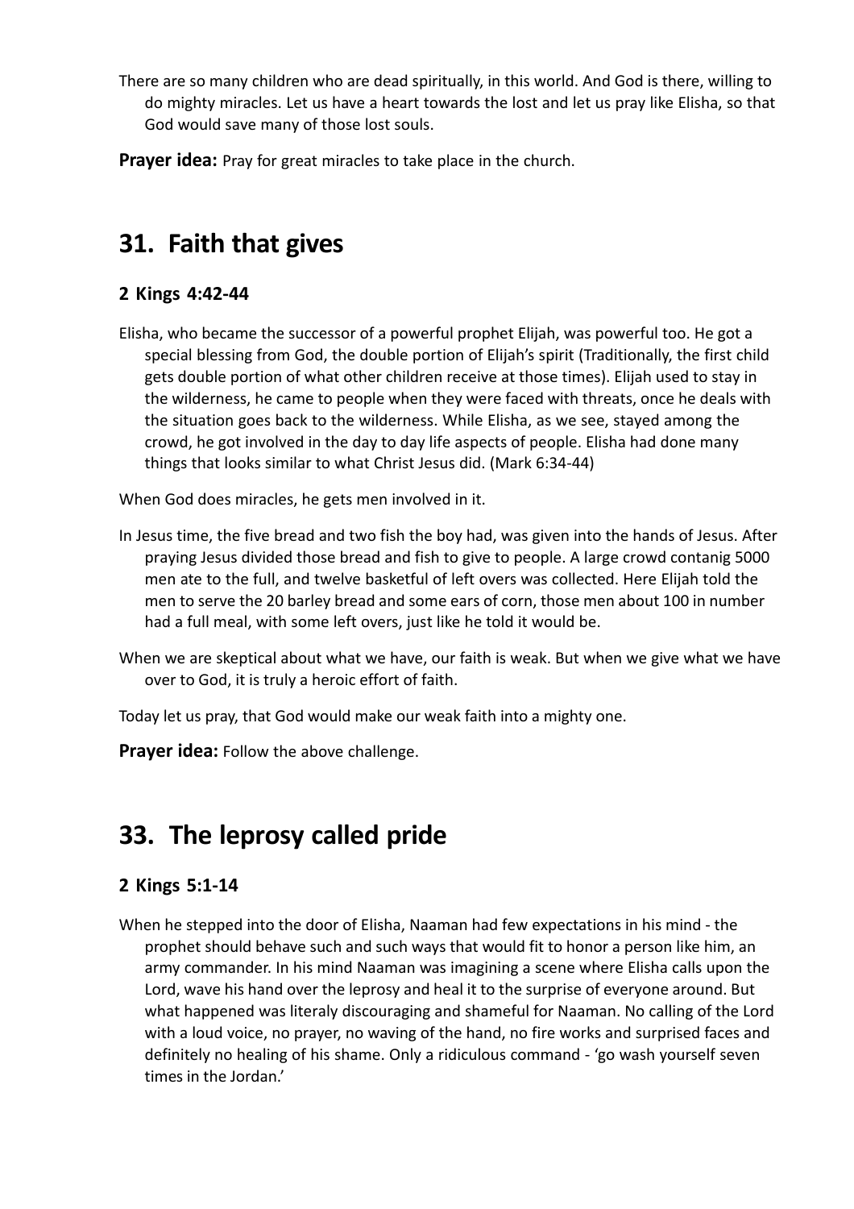There are so many children who are dead spiritually, in this world. And God is there, willing to do mighty miracles. Let us have a heart towards the lost and let us pray like Elisha, so that God would save many of those lost souls.

**Prayer idea:** Pray for great miracles to take place in the church.

## 31. Faith that gives

### 2 Kings 4:42-44

Elisha, who became the successor of a powerful prophet Elijah, was powerful too. He got a special blessing from God, the double portion of Elijah's spirit (Traditionally, the first child gets double portion of what other children receive at those times). Elijah used to stay in the wilderness, he came to people when they were faced with threats, once he deals with the situation goes back to the wilderness. While Elisha, as we see, stayed among the crowd, he got involved in the day to day life aspects of people. Elisha had done many things that looks similar to what Christ Jesus did. (Mark 6:34-44)

When God does miracles, he gets men involved in it.

In Jesus time, the five bread and two fish the boy had, was given into the hands of Jesus. After praying Jesus divided those bread and fish to give to people. A large crowd contanig 5000 men ate to the full, and twelve basketful of left overs was collected. Here Elijah told the men to serve the 20 barley bread and some ears of corn, those men about 100 in number had a full meal, with some left overs, just like he told it would be.

When we are skeptical about what we have, our faith is weak. But when we give what we have over to God, it is truly a heroic effort of faith.

Today let us pray, that God would make our weak faith into a mighty one.

**Prayer idea:** Follow the above challenge.

## 33. The leprosy called pride

### 2 Kings 5:1-14

When he stepped into the door of Elisha, Naaman had few expectations in his mind - the prophet should behave such and such ways that would fit to honor a person like him, an army commander. In his mind Naaman was imagining a scene where Elisha calls upon the Lord, wave his hand over the leprosy and heal it to the surprise of everyone around. But what happened was literaly discouraging and shameful for Naaman. No calling of the Lord with a loud voice, no prayer, no waving of the hand, no fire works and surprised faces and definitely no healing of his shame. Only a ridiculous command - 'go wash yourself seven times in the Jordan.'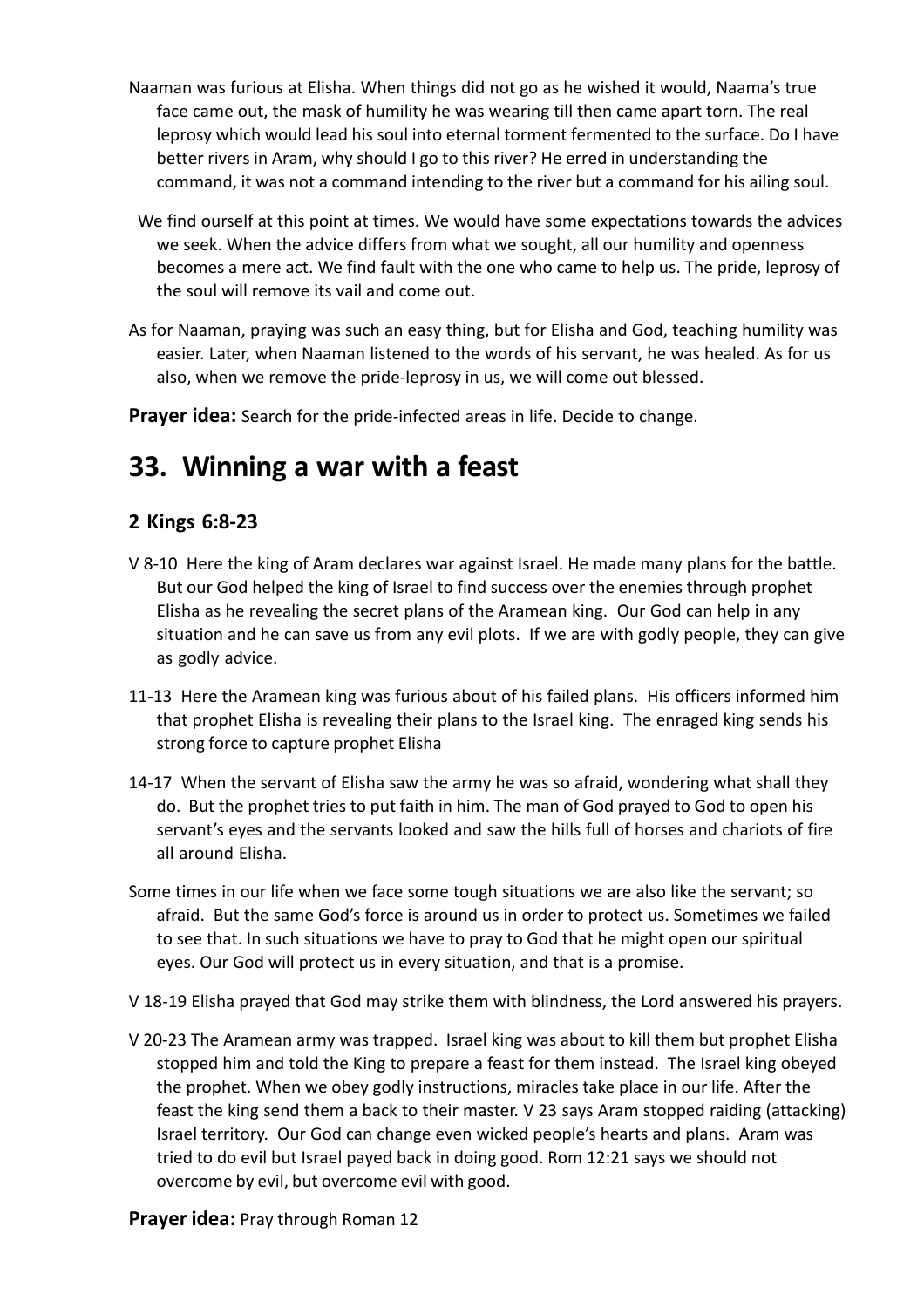Naaman was furious at Elisha. When things did not go as he wished it would, Naama's true face came out, the mask of humility he was wearing till then came apart torn. The real leprosy which would lead his soul into eternal torment fermented to the surface. Do I have better rivers in Aram, why should I go to this river? He erred in understanding the command, it was not a command intending to the river but a command for his ailing soul.

We find ourself at this point at times. We would have some expectations towards the advices we seek. When the advice differs from what we sought, all our humility and openness becomes a mere act. We find fault with the one who came to help us. The pride, leprosy of the soul will remove its vail and come out.

As for Naaman, praying was such an easy thing, but for Elisha and God, teaching humility was easier. Later, when Naaman listened to the words of his servant, he was healed. As for us also, when we remove the pride-leprosy in us, we will come out blessed.

**Prayer idea:** Search for the pride-infected areas in life. Decide to change.

# 33. Winning a war with a feast

### 2 Kings 6:8-23

V 8-10 Here the king of Aram declares war against Israel. He made many plans for the battle. But our God helped the king of Israel to find success over the enemies through prophet Elisha as he revealing the secret plans of the Aramean king. Our God can help in any situation and he can save us from any evil plots. If we are with godly people, they can give as godly advice.

11-13 Here the Aramean king was furious about of his failed plans. His officers informed him that prophet Elisha is revealing their plans to the Israel king. The enraged king sends his strong force to capture prophet Elisha

14-17 When the servant of Elisha saw the army he was so afraid, wondering what shall they do. But the prophet tries to put faith in him. The man of God prayed to God to open his servant's eyes and the servants looked and saw the hills full of horses and chariots of fire all around Elisha.

Some times in our life when we face some tough situations we are also like the servant; so afraid. But the same God's force is around us in order to protect us. Sometimes we failed to see that. In such situations we have to pray to God that he might open our spiritual eyes. Our God will protect us in every situation, and that is a promise.

V 18-19 Elisha prayed that God may strike them with blindness, the Lord answered his prayers.

V 20-23 The Aramean army was trapped. Israel king was about to kill them but prophet Elisha stopped him and told the King to prepare a feast for them instead. The Israel king obeyed the prophet. When we obey godly instructions, miracles take place in our life. After the feast the king send them a back to their master. V 23 says Aram stopped raiding (attacking) Israel territory. Our God can change even wicked people's hearts and plans. Aram was tried to do evil but Israel payed back in doing good. Rom 12:21 says we should not overcome by evil, but overcome evil with good.

**Prayer idea:** Pray through Roman 12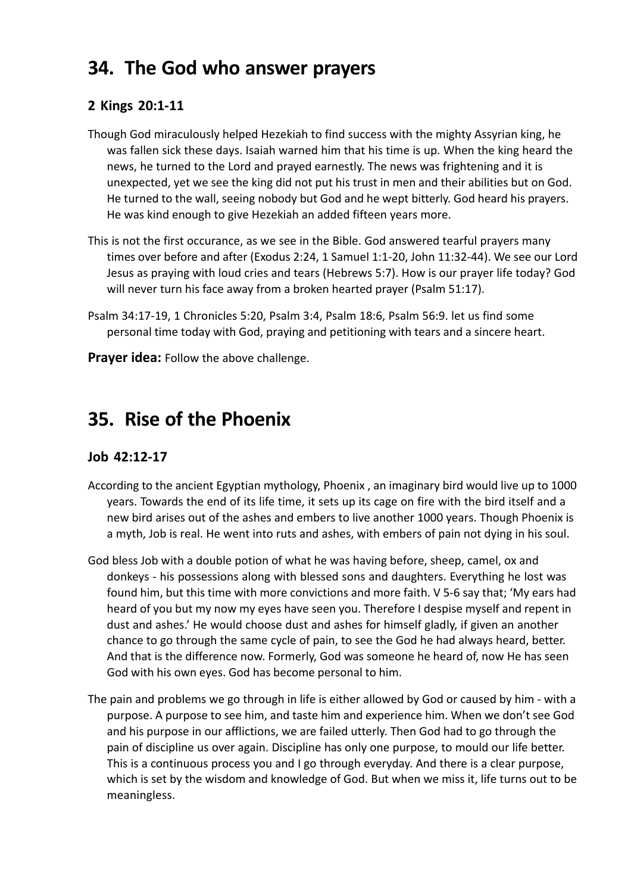## 34. The God who answer prayers

### 2 Kings 20:1-11

Though God miraculously helped Hezekiah to find success with the mighty Assyrian king, he was fallen sick these days. Isaiah warned him that his time is up. When the king heard the news, he turned to the Lord and prayed earnestly. The news was frightening and it is unexpected, yet we see the king did not put his trust in men and their abilities but on God. He turned to the wall, seeing nobody but God and he wept bitterly. God heard his prayers. He was kind enough to give Hezekiah an added fifteen years more.

This is not the first occurance, as we see in the Bible. God answered tearful prayers many times over before and after (Exodus 2:24, 1 Samuel 1:1-20, John 11:32-44). We see our Lord Jesus as praying with loud cries and tears (Hebrews 5:7). How is our prayer life today? God will never turn his face away from a broken hearted prayer (Psalm 51:17).

Psalm 34:17-19, 1 Chronicles 5:20, Psalm 3:4, Psalm 18:6, Psalm 56:9. let us find some personal time today with God, praying and petitioning with tears and a sincere heart.

**Prayer idea:** Follow the above challenge.

## 35. Rise of the Phoenix

### Job 42:12-17

According to the ancient Egyptian mythology, Phoenix , an imaginary bird would live up to 1000 years. Towards the end of its life time, it sets up its cage on fire with the bird itself and a new bird arises out of the ashes and embers to live another 1000 years. Though Phoenix is a myth, Job is real. He went into ruts and ashes, with embers of pain not dying in his soul.

God bless Job with a double potion of what he was having before, sheep, camel, ox and donkeys - his possessions along with blessed sons and daughters. Everything he lost was found him, but this time with more convictions and more faith. V 5-6 say that; 'My ears had heard of you but my now my eyes have seen you. Therefore I despise myself and repent in dust and ashes.' He would choose dust and ashes for himself gladly, if given an another chance to go through the same cycle of pain, to see the God he had always heard, better. And that is the difference now. Formerly, God was someone he heard of, now He has seen God with his own eyes. God has become personal to him.

The pain and problems we go through in life is either allowed by God or caused by him - with a purpose. A purpose to see him, and taste him and experience him. When we don't see God and his purpose in our afflictions, we are failed utterly. Then God had to go through the pain of discipline us over again. Discipline has only one purpose, to mould our life better. This is a continuous process you and I go through everyday. And there is a clear purpose, which is set by the wisdom and knowledge of God. But when we miss it, life turns out to be meaningless.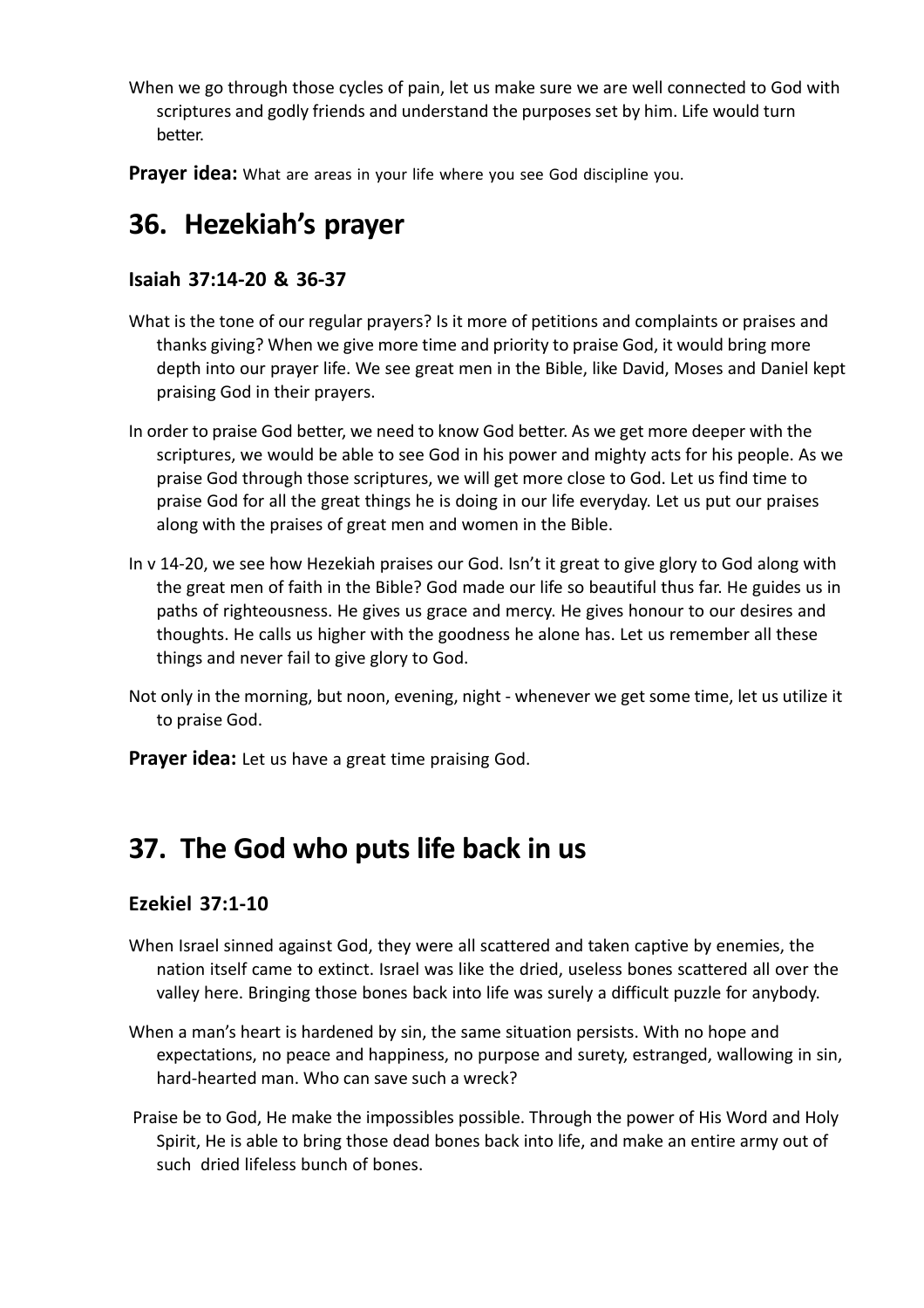When we go through those cycles of pain, let us make sure we are well connected to God with scriptures and godly friends and understand the purposes set by him. Life would turn better.

**Prayer idea:** What are areas in your life where you see God discipline you.

## 36. Hezekiah's prayer

### Isaiah 37:14-20 & 36-37

What is the tone of our regular prayers? Is it more of petitions and complaints or praises and thanks giving? When we give more time and priority to praise God, it would bring more depth into our prayer life. We see great men in the Bible, like David, Moses and Daniel kept praising God in their prayers.

In order to praise God better, we need to know God better. As we get more deeper with the scriptures, we would be able to see God in his power and mighty acts for his people. As we praise God through those scriptures, we will get more close to God. Let us find time to praise God for all the great things he is doing in our life everyday. Let us put our praises along with the praises of great men and women in the Bible.

In v 14-20, we see how Hezekiah praises our God. Isn't it great to give glory to God along with the great men of faith in the Bible? God made our life so beautiful thus far. He guides us in paths of righteousness. He gives us grace and mercy. He gives honour to our desires and thoughts. He calls us higher with the goodness he alone has. Let us remember all these things and never fail to give glory to God.

Not only in the morning, but noon, evening, night - whenever we get some time, let us utilize it to praise God.

**Prayer idea:** Let us have a great time praising God.

## 37. The God who puts life back in us

### Ezekiel 37:1-10

When Israel sinned against God, they were all scattered and taken captive by enemies, the nation itself came to extinct. Israel was like the dried, useless bones scattered all over the valley here. Bringing those bones back into life was surely a difficult puzzle for anybody.

When a man's heart is hardened by sin, the same situation persists. With no hope and expectations, no peace and happiness, no purpose and surety, estranged, wallowing in sin, hard-hearted man. Who can save such a wreck?

Praise be to God, He make the impossibles possible. Through the power of His Word and Holy Spirit, He is able to bring those dead bones back into life, and make an entire army out of such dried lifeless bunch of bones.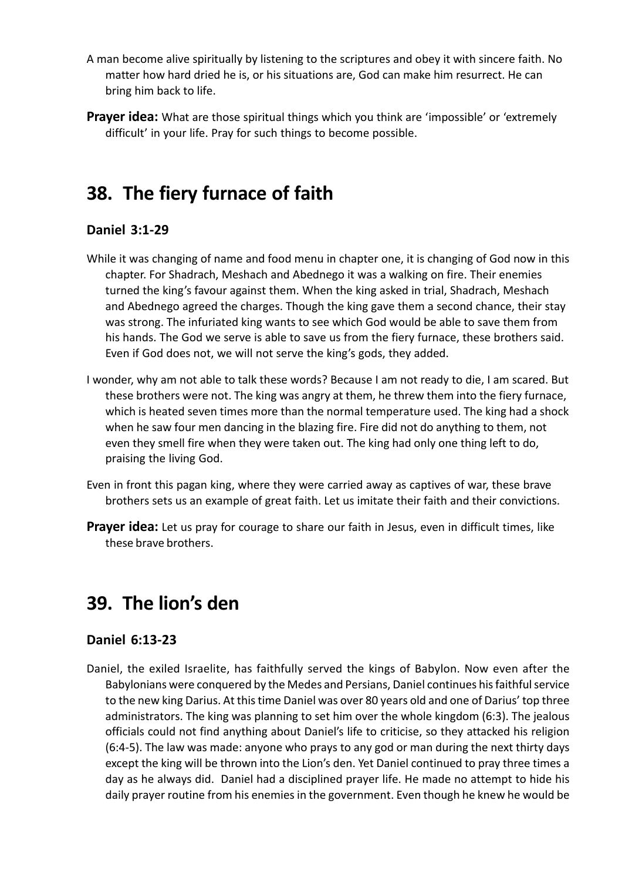A man become alive spiritually by listening to the scriptures and obey it with sincere faith. No matter how hard dried he is, or his situations are, God can make him resurrect. He can bring him back to life.

**Prayer idea:** What are those spiritual things which you think are 'impossible' or 'extremely difficult' in your life. Pray for such things to become possible.

## 38. The fiery furnace of faith

### Daniel 3:1-29

While it was changing of name and food menu in chapter one, it is changing of God now in this chapter. For Shadrach, Meshach and Abednego it was a walking on fire. Their enemies turned the king's favour against them. When the king asked in trial, Shadrach, Meshach and Abednego agreed the charges. Though the king gave them a second chance, their stay was strong. The infuriated king wants to see which God would be able to save them from his hands. The God we serve is able to save us from the fiery furnace, these brothers said. Even if God does not, we will not serve the king's gods, they added.

I wonder, why am not able to talk these words? Because I am not ready to die, I am scared. But these brothers were not. The king was angry at them, he threw them into the fiery furnace, which is heated seven times more than the normal temperature used. The king had a shock when he saw four men dancing in the blazing fire. Fire did not do anything to them, not even they smell fire when they were taken out. The king had only one thing left to do, praising the living God.

Even in front this pagan king, where they were carried away as captives of war, these brave brothers sets us an example of great faith. Let us imitate their faith and their convictions.

**Prayer idea:** Let us pray for courage to share our faith in Jesus, even in difficult times, like these brave brothers.

## 39. The lion's den

### Daniel 6:13-23

Daniel, the exiled Israelite, has faithfully served the kings of Babylon. Now even after the Babylonians were conquered by the Medes and Persians, Daniel continues his faithful service to the new king Darius. At this time Daniel was over 80 years old and one of Darius' top three administrators. The king was planning to set him over the whole kingdom (6:3). The jealous officials could not find anything about Daniel's life to criticise, so they attacked his religion (6:4-5). The law was made: anyone who prays to any god or man during the next thirty days except the king will be thrown into the Lion's den. Yet Daniel continued to pray three times a day as he always did. Daniel had a disciplined prayer life. He made no attempt to hide his daily prayer routine from his enemies in the government. Even though he knew he would be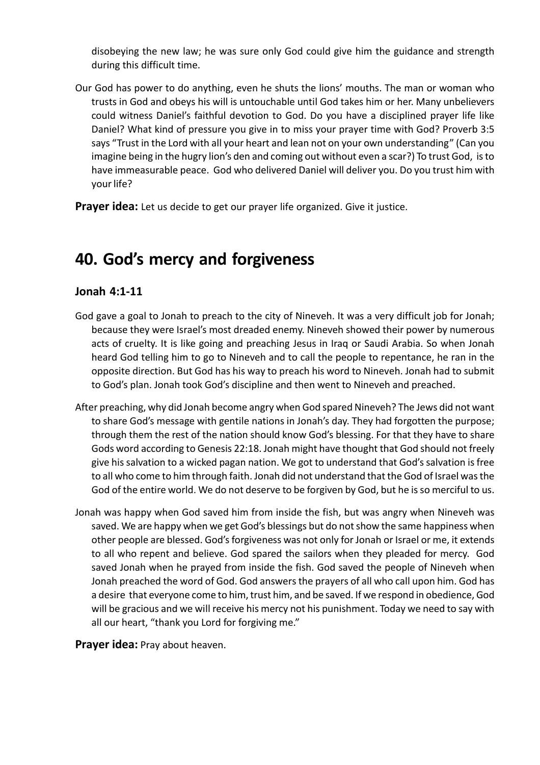disobeying the new law; he was sure only God could give him the guidance and strength during this difficult time.

Our God has power to do anything, even he shuts the lions' mouths. The man or woman who trusts in God and obeys his will is untouchable until God takes him or her. Many unbelievers could witness Daniel's faithful devotion to God. Do you have a disciplined prayer life like Daniel? What kind of pressure you give in to miss your prayer time with God? Proverb 3:5 says "Trust in the Lord with all your heart and lean not on your own understanding" (Can you imagine being in the hugry lion's den and coming out without even a scar?) To trust God, is to have immeasurable peace. God who delivered Daniel will deliver you. Do you trust him with your life?

**Prayer idea:** Let us decide to get our prayer life organized. Give it justice.

## 40. God's mercy and forgiveness

### Jonah 4:1-11

God gave a goal to Jonah to preach to the city of Nineveh. It was a very difficult job for Jonah; because they were Israel's most dreaded enemy. Nineveh showed their power by numerous acts of cruelty. It is like going and preaching Jesus in Iraq or Saudi Arabia. So when Jonah heard God telling him to go to Nineveh and to call the people to repentance, he ran in the opposite direction. But God has his way to preach his word to Nineveh. Jonah had to submit to God's plan. Jonah took God's discipline and then went to Nineveh and preached.

After preaching, why did Jonah become angry when God spared Nineveh? The Jews did not want to share God's message with gentile nations in Jonah's day. They had forgotten the purpose; through them the rest of the nation should know God's blessing. For that they have to share Gods word according to Genesis 22:18. Jonah might have thought that God should not freely give his salvation to a wicked pagan nation. We got to understand that God's salvation is free to all who come to him through faith. Jonah did not understand that the God of Israel was the God of the entire world. We do not deserve to be forgiven by God, but he is so merciful to us.

Jonah was happy when God saved him from inside the fish, but was angry when Nineveh was saved. We are happy when we get God's blessings but do not show the same happiness when other people are blessed. God's forgiveness was not only for Jonah or Israel or me, it extends to all who repent and believe. God spared the sailors when they pleaded for mercy. God saved Jonah when he prayed from inside the fish. God saved the people of Nineveh when Jonah preached the word of God. God answers the prayers of all who call upon him. God has a desire that everyone come to him, trust him, and be saved. If we respond in obedience, God will be gracious and we will receive his mercy not his punishment. Today we need to say with all our heart, "thank you Lord for forgiving me."

**Prayer idea:** Pray about heaven.